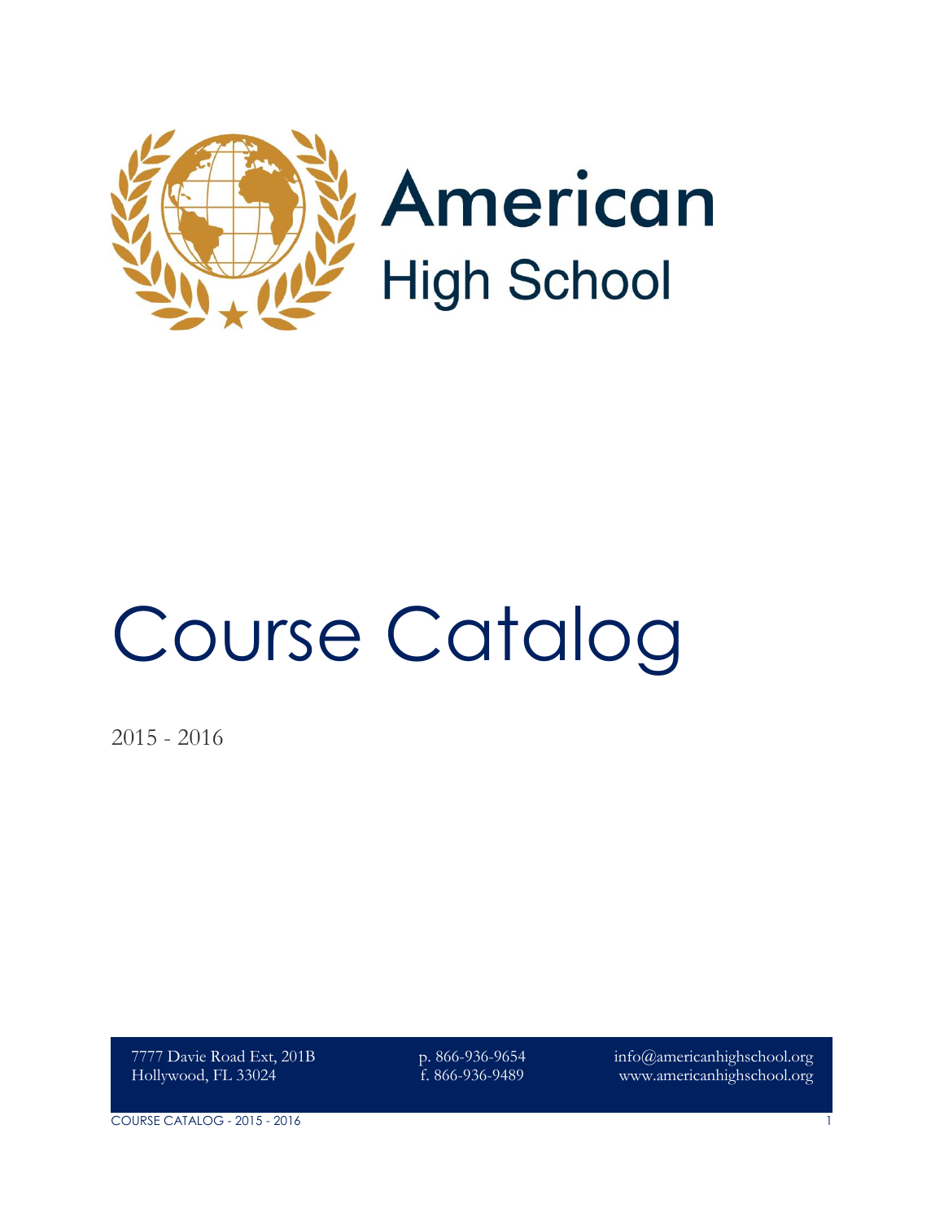# American High School

# Course Catalog

2015 - 2016

7777 Davie Road Ext, 201B
Hollywood, FL 33024

p. 866-936-9654
f. 866-936-9489

info@americanhighschool.org
www.americanhighschool.org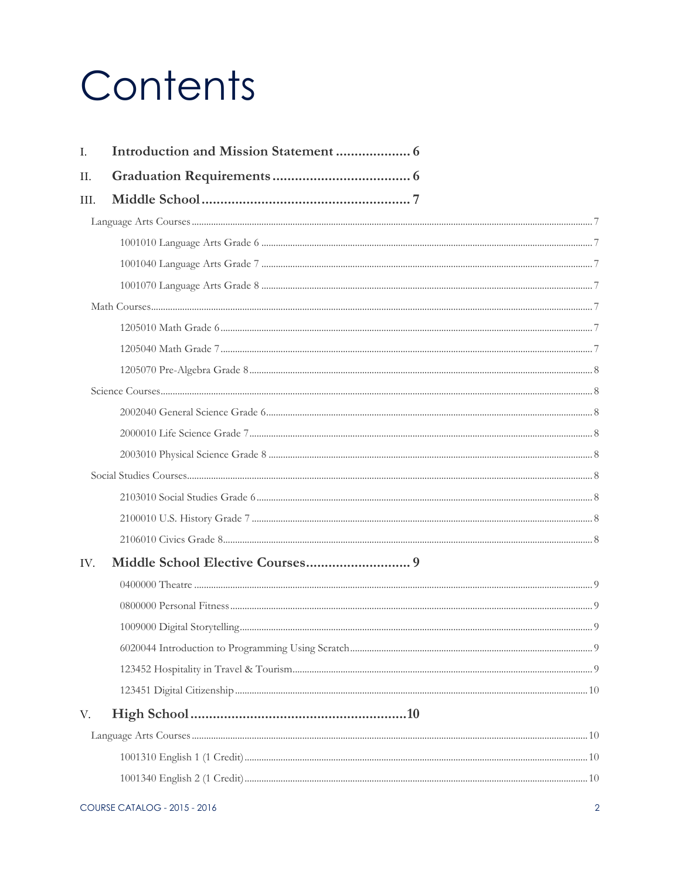# Contents

I. **Introduction and Mission Statement** .................... 6

II. **Graduation Requirements** ..................................... 6

III. **Middle School** ....................................................... 7

- Language Arts Courses ..................................................................... 7
  - 1001010 Language Arts Grade 6 ..................................................... 7
  - 1001040 Language Arts Grade 7 ..................................................... 7
  - 1001070 Language Arts Grade 8 ..................................................... 7
- Math Courses ....................................................................................... 7
  - 1205010 Math Grade 6 ..................................................................... 7
  - 1205040 Math Grade 7 ..................................................................... 7
  - 1205070 Pre-Algebra Grade 8 ......................................................... 8
- Science Courses ................................................................................... 8
  - 2002040 General Science Grade 6 .................................................. 8
  - 2000010 Life Science Grade 7 ......................................................... 8
  - 2003010 Physical Science Grade 8 ................................................. 8
- Social Studies Courses ....................................................................... 8
  - 2103010 Social Studies Grade 6 ...................................................... 8
  - 2100010 U.S. History Grade 7 ........................................................ 8
  - 2106010 Civics Grade 8 ................................................................... 8

IV. **Middle School Elective Courses** ............................ 9

- 0400000 Theatre ..................................................................................... 9
- 0800000 Personal Fitness ....................................................................... 9
- 1009000 Digital Storytelling ................................................................... 9
- 6020044 Introduction to Programming Using Scratch ........................ 9
- 123452 Hospitality in Travel & Tourism ............................................. 9
- 123451 Digital Citizenship ................................................................. 10

V. **High School** ........................................................... 10

- Language Arts Courses ..................................................................... 10
  - 1001310 English 1 (1 Credit) ................................................................ 10
  - 1001340 English 2 (1 Credit) ................................................................ 10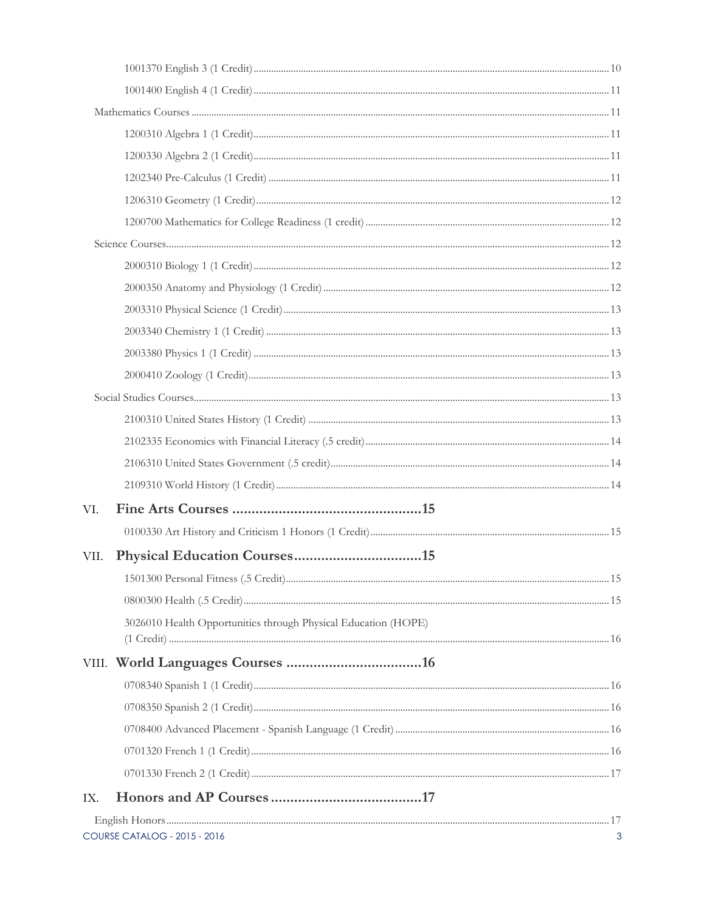1001370 English 3 (1 Credit) ..... 10

1001400 English 4 (1 Credit) ..... 11

Mathematics Courses ..... 11

1200310 Algebra 1 (1 Credit) ..... 11

1200330 Algebra 2 (1 Credit) ..... 11

1202340 Pre-Calculus (1 Credit) ..... 11

1206310 Geometry (1 Credit) ..... 12

1200700 Mathematics for College Readiness (1 credit) ..... 12

Science Courses ..... 12

2000310 Biology 1 (1 Credit) ..... 12

2000350 Anatomy and Physiology (1 Credit) ..... 12

2003310 Physical Science (1 Credit) ..... 13

2003340 Chemistry 1 (1 Credit) ..... 13

2003380 Physics 1 (1 Credit) ..... 13

2000410 Zoology (1 Credit) ..... 13

Social Studies Courses ..... 13

2100310 United States History (1 Credit) ..... 13

2102335 Economics with Financial Literacy (.5 credit) ..... 14

2106310 United States Government (.5 credit) ..... 14

2109310 World History (1 Credit) ..... 14

## VI. Fine Arts Courses ..... 15

0100330 Art History and Criticism 1 Honors (1 Credit) ..... 15

## VII. Physical Education Courses ..... 15

1501300 Personal Fitness (.5 Credit) ..... 15

0800300 Health (.5 Credit) ..... 15

3026010 Health Opportunities through Physical Education (HOPE) (1 Credit) ..... 16

## VIII. World Languages Courses ..... 16

0708340 Spanish 1 (1 Credit) ..... 16

0708350 Spanish 2 (1 Credit) ..... 16

0708400 Advanced Placement - Spanish Language (1 Credit) ..... 16

0701320 French 1 (1 Credit) ..... 16

0701330 French 2 (1 Credit) ..... 17

## IX. Honors and AP Courses ..... 17

English Honors ..... 17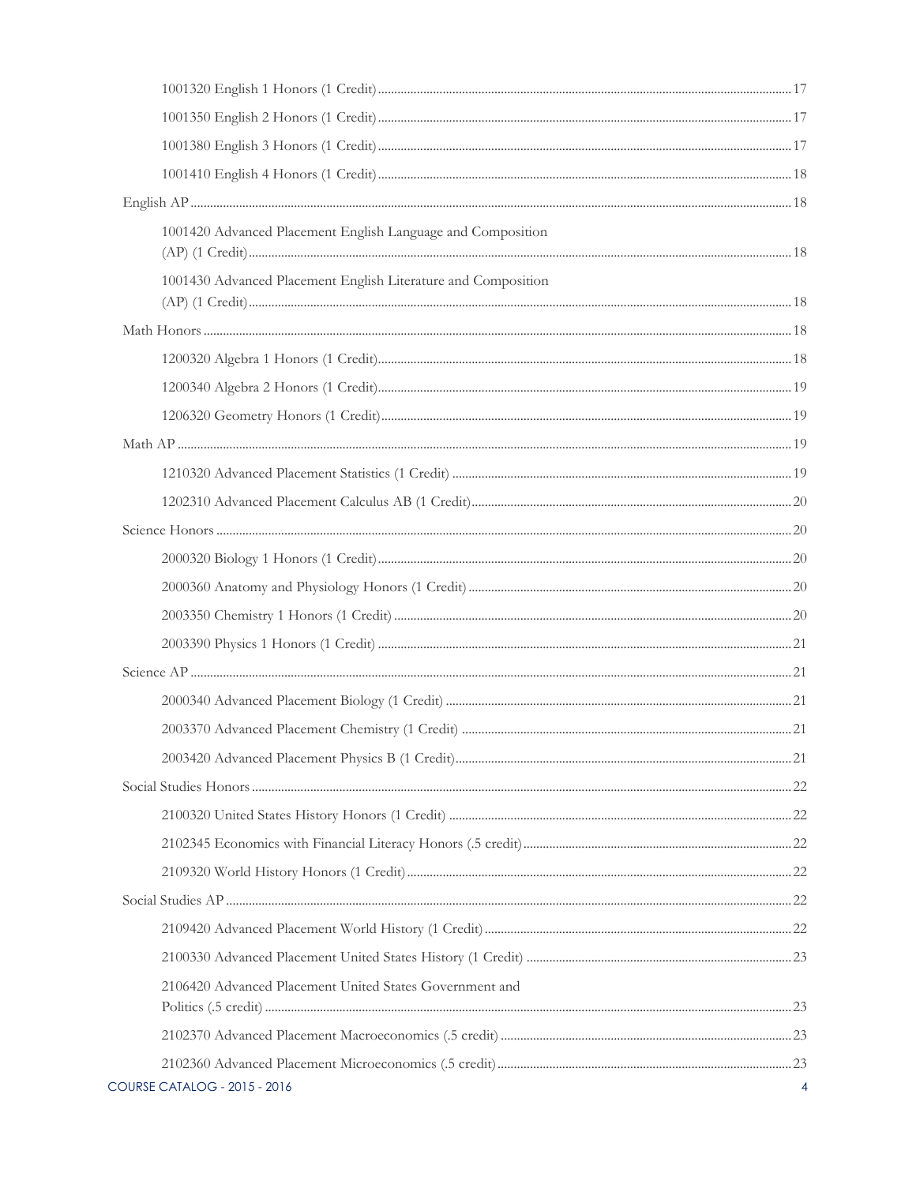- 1001320 English 1 Honors (1 Credit) .......... 17
- 1001350 English 2 Honors (1 Credit) .......... 17
- 1001380 English 3 Honors (1 Credit) .......... 17
- 1001410 English 4 Honors (1 Credit) .......... 18

English AP .......... 18

- 1001420 Advanced Placement English Language and Composition (AP) (1 Credit) .......... 18
- 1001430 Advanced Placement English Literature and Composition (AP) (1 Credit) .......... 18

Math Honors .......... 18

- 1200320 Algebra 1 Honors (1 Credit) .......... 18
- 1200340 Algebra 2 Honors (1 Credit) .......... 19
- 1206320 Geometry Honors (1 Credit) .......... 19

Math AP .......... 19

- 1210320 Advanced Placement Statistics (1 Credit) .......... 19
- 1202310 Advanced Placement Calculus AB (1 Credit) .......... 20

Science Honors .......... 20

- 2000320 Biology 1 Honors (1 Credit) .......... 20
- 2000360 Anatomy and Physiology Honors (1 Credit) .......... 20
- 2003350 Chemistry 1 Honors (1 Credit) .......... 20
- 2003390 Physics 1 Honors (1 Credit) .......... 21

Science AP .......... 21

- 2000340 Advanced Placement Biology (1 Credit) .......... 21
- 2003370 Advanced Placement Chemistry (1 Credit) .......... 21
- 2003420 Advanced Placement Physics B (1 Credit) .......... 21

Social Studies Honors .......... 22

- 2100320 United States History Honors (1 Credit) .......... 22
- 2102345 Economics with Financial Literacy Honors (.5 credit) .......... 22
- 2109320 World History Honors (1 Credit) .......... 22

Social Studies AP .......... 22

- 2109420 Advanced Placement World History (1 Credit) .......... 22
- 2100330 Advanced Placement United States History (1 Credit) .......... 23
- 2106420 Advanced Placement United States Government and Politics (.5 credit) .......... 23
- 2102370 Advanced Placement Macroeconomics (.5 credit) .......... 23
- 2102360 Advanced Placement Microeconomics (.5 credit) .......... 23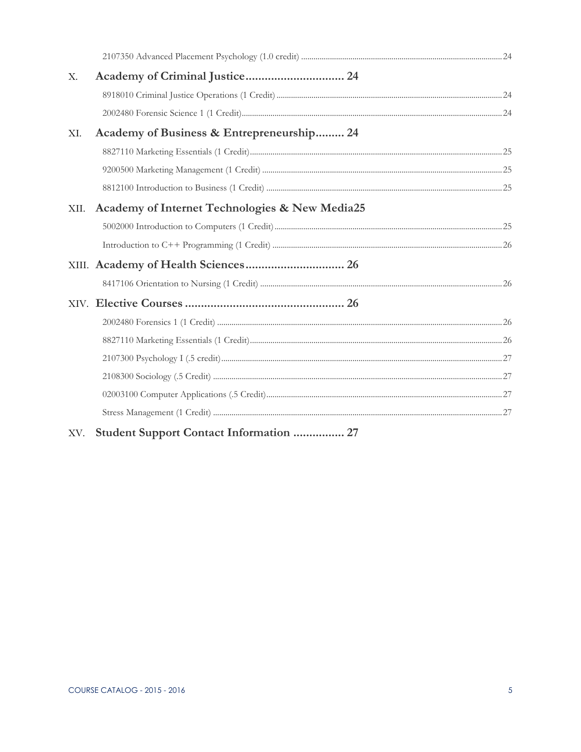2107350 Advanced Placement Psychology (1.0 credit) ........ 24

## X. Academy of Criminal Justice ........ 24

8918010 Criminal Justice Operations (1 Credit) ........ 24

2002480 Forensic Science 1 (1 Credit) ........ 24

## XI. Academy of Business & Entrepreneurship ........ 24

8827110 Marketing Essentials (1 Credit) ........ 25

9200500 Marketing Management (1 Credit) ........ 25

8812100 Introduction to Business (1 Credit) ........ 25

## XII. Academy of Internet Technologies & New Media25

5002000 Introduction to Computers (1 Credit) ........ 25

Introduction to C++ Programming (1 Credit) ........ 26

## XIII. Academy of Health Sciences ........ 26

8417106 Orientation to Nursing (1 Credit) ........ 26

## XIV. Elective Courses ........ 26

2002480 Forensics 1 (1 Credit) ........ 26

8827110 Marketing Essentials (1 Credit) ........ 26

2107300 Psychology I (.5 credit) ........ 27

2108300 Sociology (.5 Credit) ........ 27

02003100 Computer Applications (.5 Credit) ........ 27

Stress Management (1 Credit) ........ 27

## XV. Student Support Contact Information ........ 27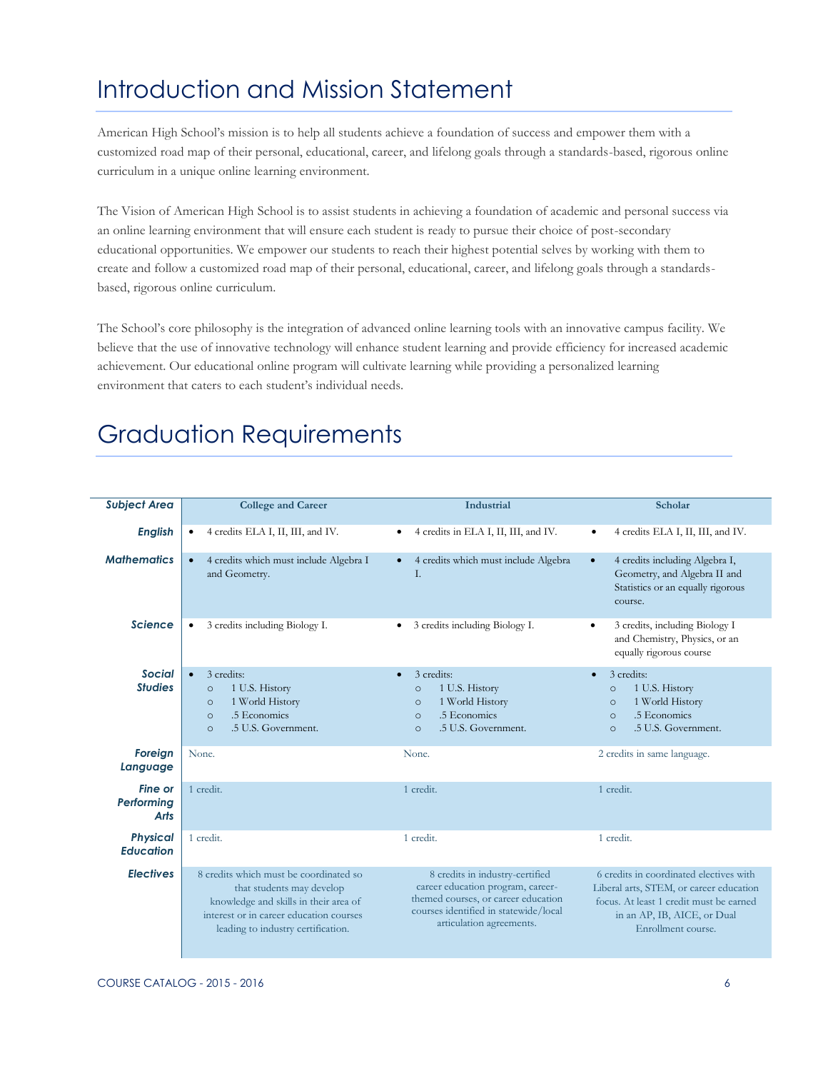# Introduction and Mission Statement

American High School's mission is to help all students achieve a foundation of success and empower them with a customized road map of their personal, educational, career, and lifelong goals through a standards-based, rigorous online curriculum in a unique online learning environment.

The Vision of American High School is to assist students in achieving a foundation of academic and personal success via an online learning environment that will ensure each student is ready to pursue their choice of post-secondary educational opportunities. We empower our students to reach their highest potential selves by working with them to create and follow a customized road map of their personal, educational, career, and lifelong goals through a standards-based, rigorous online curriculum.

The School's core philosophy is the integration of advanced online learning tools with an innovative campus facility. We believe that the use of innovative technology will enhance student learning and provide efficiency for increased academic achievement. Our educational online program will cultivate learning while providing a personalized learning environment that caters to each student's individual needs.

# Graduation Requirements

| Subject Area | College and Career | Industrial | Scholar |
|---|---|---|---|
| ***English*** | • 4 credits ELA I, II, III, and IV. | • 4 credits in ELA I, II, III, and IV. | • 4 credits ELA I, II, III, and IV. |
| ***Mathematics*** | • 4 credits which must include Algebra I and Geometry. | • 4 credits which must include Algebra I. | • 4 credits including Algebra I, Geometry, and Algebra II and Statistics or an equally rigorous course. |
| ***Science*** | • 3 credits including Biology I. | • 3 credits including Biology I. | • 3 credits, including Biology I and Chemistry, Physics, or an equally rigorous course |
| ***Social Studies*** | • 3 credits:<br>○ 1 U.S. History<br>○ 1 World History<br>○ .5 Economics<br>○ .5 U.S. Government. | • 3 credits:<br>○ 1 U.S. History<br>○ 1 World History<br>○ .5 Economics<br>○ .5 U.S. Government. | • 3 credits:<br>○ 1 U.S. History<br>○ 1 World History<br>○ .5 Economics<br>○ .5 U.S. Government. |
| ***Foreign Language*** | None. | None. | 2 credits in same language. |
| ***Fine or Performing Arts*** | 1 credit. | 1 credit. | 1 credit. |
| ***Physical Education*** | 1 credit. | 1 credit. | 1 credit. |
| ***Electives*** | 8 credits which must be coordinated so that students may develop knowledge and skills in their area of interest or in career education courses leading to industry certification. | 8 credits in industry-certified career education program, career-themed courses, or career education courses identified in statewide/local articulation agreements. | 6 credits in coordinated electives with Liberal arts, STEM, or career education focus. At least 1 credit must be earned in an AP, IB, AICE, or Dual Enrollment course. |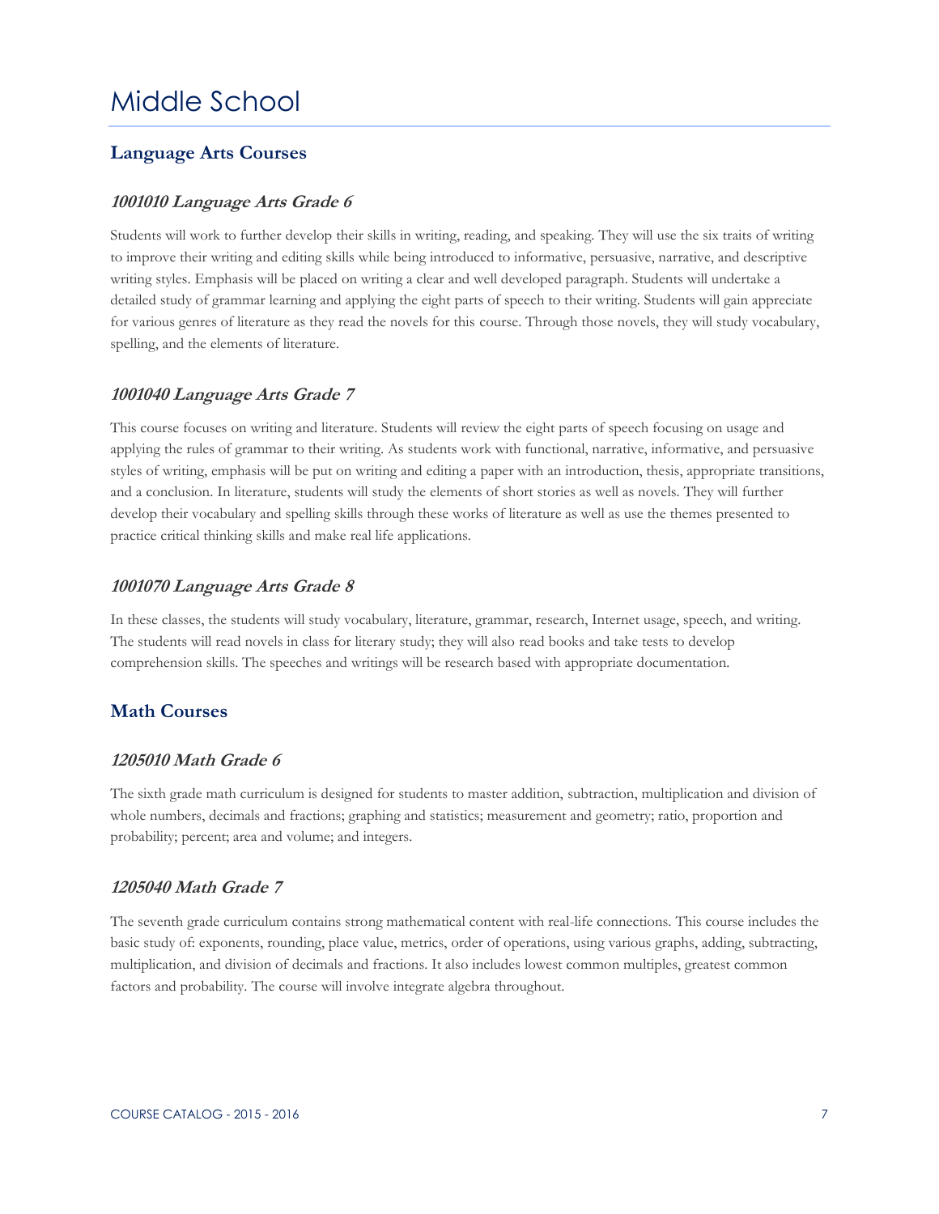# Middle School

## Language Arts Courses

### *1001010 Language Arts Grade 6*

Students will work to further develop their skills in writing, reading, and speaking. They will use the six traits of writing to improve their writing and editing skills while being introduced to informative, persuasive, narrative, and descriptive writing styles. Emphasis will be placed on writing a clear and well developed paragraph. Students will undertake a detailed study of grammar learning and applying the eight parts of speech to their writing. Students will gain appreciate for various genres of literature as they read the novels for this course. Through those novels, they will study vocabulary, spelling, and the elements of literature.

### *1001040 Language Arts Grade 7*

This course focuses on writing and literature. Students will review the eight parts of speech focusing on usage and applying the rules of grammar to their writing. As students work with functional, narrative, informative, and persuasive styles of writing, emphasis will be put on writing and editing a paper with an introduction, thesis, appropriate transitions, and a conclusion. In literature, students will study the elements of short stories as well as novels. They will further develop their vocabulary and spelling skills through these works of literature as well as use the themes presented to practice critical thinking skills and make real life applications.

### *1001070 Language Arts Grade 8*

In these classes, the students will study vocabulary, literature, grammar, research, Internet usage, speech, and writing. The students will read novels in class for literary study; they will also read books and take tests to develop comprehension skills. The speeches and writings will be research based with appropriate documentation.

## Math Courses

### *1205010 Math Grade 6*

The sixth grade math curriculum is designed for students to master addition, subtraction, multiplication and division of whole numbers, decimals and fractions; graphing and statistics; measurement and geometry; ratio, proportion and probability; percent; area and volume; and integers.

### *1205040 Math Grade 7*

The seventh grade curriculum contains strong mathematical content with real-life connections. This course includes the basic study of: exponents, rounding, place value, metrics, order of operations, using various graphs, adding, subtracting, multiplication, and division of decimals and fractions. It also includes lowest common multiples, greatest common factors and probability. The course will involve integrate algebra throughout.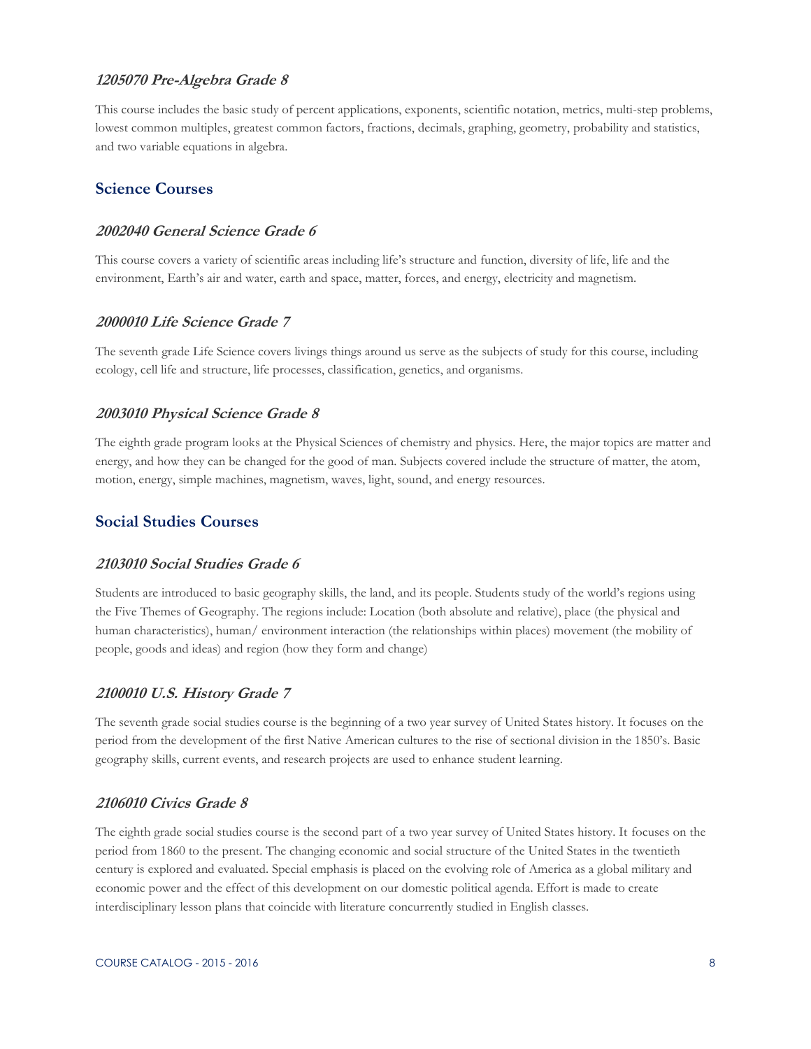### *1205070 Pre-Algebra Grade 8*

This course includes the basic study of percent applications, exponents, scientific notation, metrics, multi-step problems, lowest common multiples, greatest common factors, fractions, decimals, graphing, geometry, probability and statistics, and two variable equations in algebra.

## Science Courses

### *2002040 General Science Grade 6*

This course covers a variety of scientific areas including life's structure and function, diversity of life, life and the environment, Earth's air and water, earth and space, matter, forces, and energy, electricity and magnetism.

### *2000010 Life Science Grade 7*

The seventh grade Life Science covers livings things around us serve as the subjects of study for this course, including ecology, cell life and structure, life processes, classification, genetics, and organisms.

### *2003010 Physical Science Grade 8*

The eighth grade program looks at the Physical Sciences of chemistry and physics. Here, the major topics are matter and energy, and how they can be changed for the good of man. Subjects covered include the structure of matter, the atom, motion, energy, simple machines, magnetism, waves, light, sound, and energy resources.

## Social Studies Courses

### *2103010 Social Studies Grade 6*

Students are introduced to basic geography skills, the land, and its people. Students study of the world's regions using the Five Themes of Geography. The regions include: Location (both absolute and relative), place (the physical and human characteristics), human/ environment interaction (the relationships within places) movement (the mobility of people, goods and ideas) and region (how they form and change)

### *2100010 U.S. History Grade 7*

The seventh grade social studies course is the beginning of a two year survey of United States history. It focuses on the period from the development of the first Native American cultures to the rise of sectional division in the 1850's. Basic geography skills, current events, and research projects are used to enhance student learning.

### *2106010 Civics Grade 8*

The eighth grade social studies course is the second part of a two year survey of United States history. It focuses on the period from 1860 to the present. The changing economic and social structure of the United States in the twentieth century is explored and evaluated. Special emphasis is placed on the evolving role of America as a global military and economic power and the effect of this development on our domestic political agenda. Effort is made to create interdisciplinary lesson plans that coincide with literature concurrently studied in English classes.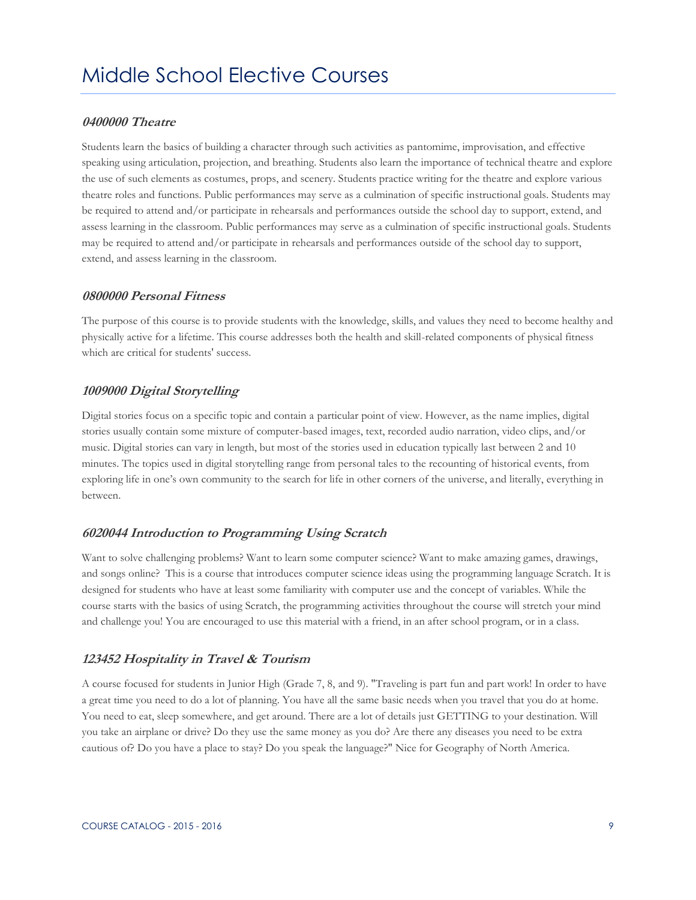# Middle School Elective Courses

### *0400000 Theatre*

Students learn the basics of building a character through such activities as pantomime, improvisation, and effective speaking using articulation, projection, and breathing. Students also learn the importance of technical theatre and explore the use of such elements as costumes, props, and scenery. Students practice writing for the theatre and explore various theatre roles and functions. Public performances may serve as a culmination of specific instructional goals. Students may be required to attend and/or participate in rehearsals and performances outside the school day to support, extend, and assess learning in the classroom. Public performances may serve as a culmination of specific instructional goals. Students may be required to attend and/or participate in rehearsals and performances outside of the school day to support, extend, and assess learning in the classroom.

### *0800000 Personal Fitness*

The purpose of this course is to provide students with the knowledge, skills, and values they need to become healthy and physically active for a lifetime. This course addresses both the health and skill-related components of physical fitness which are critical for students' success.

### *1009000 Digital Storytelling*

Digital stories focus on a specific topic and contain a particular point of view. However, as the name implies, digital stories usually contain some mixture of computer-based images, text, recorded audio narration, video clips, and/or music. Digital stories can vary in length, but most of the stories used in education typically last between 2 and 10 minutes. The topics used in digital storytelling range from personal tales to the recounting of historical events, from exploring life in one's own community to the search for life in other corners of the universe, and literally, everything in between.

### *6020044 Introduction to Programming Using Scratch*

Want to solve challenging problems? Want to learn some computer science? Want to make amazing games, drawings, and songs online? This is a course that introduces computer science ideas using the programming language Scratch. It is designed for students who have at least some familiarity with computer use and the concept of variables. While the course starts with the basics of using Scratch, the programming activities throughout the course will stretch your mind and challenge you! You are encouraged to use this material with a friend, in an after school program, or in a class.

### *123452 Hospitality in Travel & Tourism*

A course focused for students in Junior High (Grade 7, 8, and 9). "Traveling is part fun and part work! In order to have a great time you need to do a lot of planning. You have all the same basic needs when you travel that you do at home. You need to eat, sleep somewhere, and get around. There are a lot of details just GETTING to your destination. Will you take an airplane or drive? Do they use the same money as you do? Are there any diseases you need to be extra cautious of? Do you have a place to stay? Do you speak the language?" Nice for Geography of North America.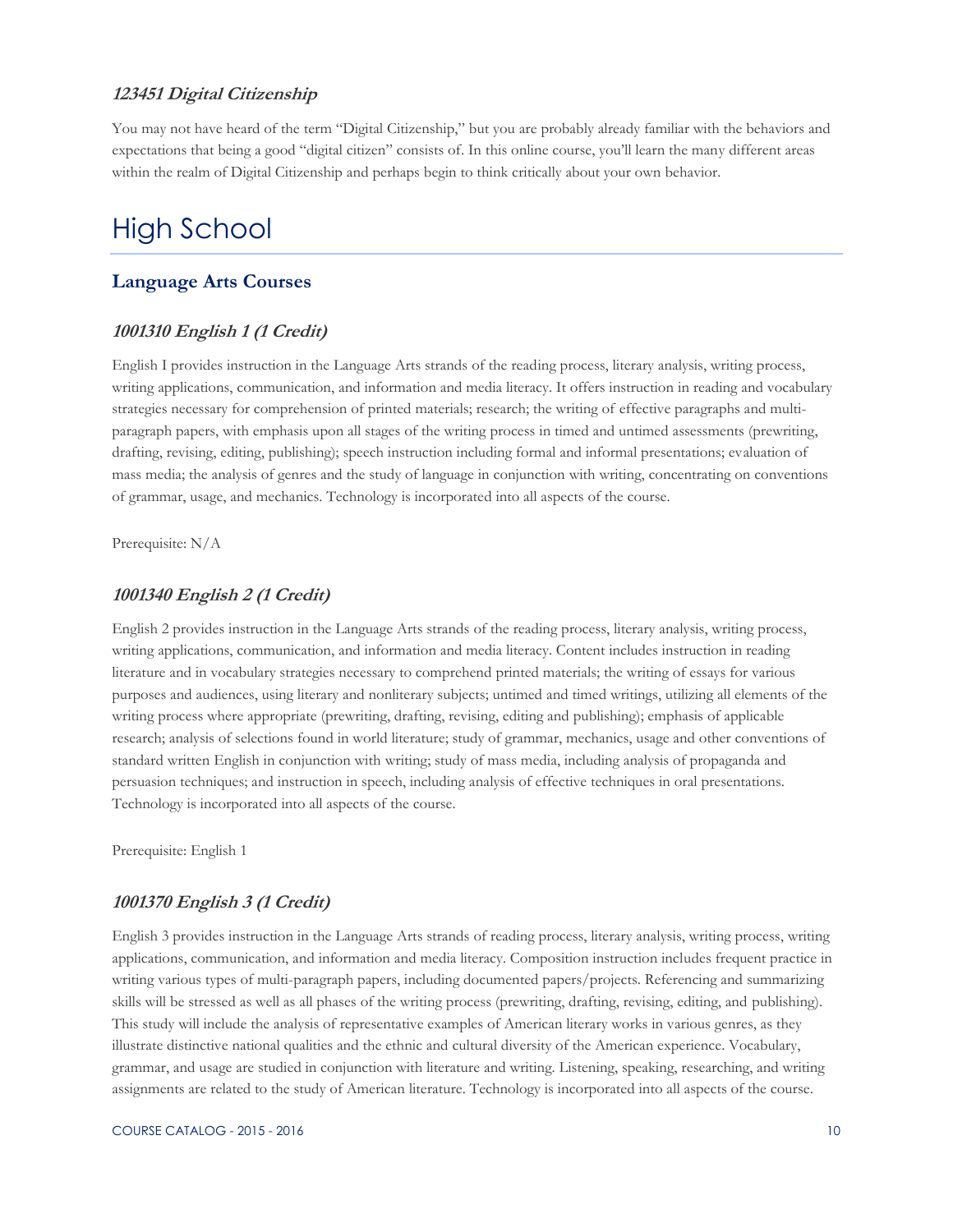### *123451 Digital Citizenship*

You may not have heard of the term "Digital Citizenship," but you are probably already familiar with the behaviors and expectations that being a good "digital citizen" consists of. In this online course, you'll learn the many different areas within the realm of Digital Citizenship and perhaps begin to think critically about your own behavior.

# High School

## Language Arts Courses

### *1001310 English 1 (1 Credit)*

English I provides instruction in the Language Arts strands of the reading process, literary analysis, writing process, writing applications, communication, and information and media literacy. It offers instruction in reading and vocabulary strategies necessary for comprehension of printed materials; research; the writing of effective paragraphs and multi-paragraph papers, with emphasis upon all stages of the writing process in timed and untimed assessments (prewriting, drafting, revising, editing, publishing); speech instruction including formal and informal presentations; evaluation of mass media; the analysis of genres and the study of language in conjunction with writing, concentrating on conventions of grammar, usage, and mechanics. Technology is incorporated into all aspects of the course.

Prerequisite: N/A

### *1001340 English 2 (1 Credit)*

English 2 provides instruction in the Language Arts strands of the reading process, literary analysis, writing process, writing applications, communication, and information and media literacy. Content includes instruction in reading literature and in vocabulary strategies necessary to comprehend printed materials; the writing of essays for various purposes and audiences, using literary and nonliterary subjects; untimed and timed writings, utilizing all elements of the writing process where appropriate (prewriting, drafting, revising, editing and publishing); emphasis of applicable research; analysis of selections found in world literature; study of grammar, mechanics, usage and other conventions of standard written English in conjunction with writing; study of mass media, including analysis of propaganda and persuasion techniques; and instruction in speech, including analysis of effective techniques in oral presentations. Technology is incorporated into all aspects of the course.

Prerequisite: English 1

### *1001370 English 3 (1 Credit)*

English 3 provides instruction in the Language Arts strands of reading process, literary analysis, writing process, writing applications, communication, and information and media literacy. Composition instruction includes frequent practice in writing various types of multi-paragraph papers, including documented papers/projects. Referencing and summarizing skills will be stressed as well as all phases of the writing process (prewriting, drafting, revising, editing, and publishing). This study will include the analysis of representative examples of American literary works in various genres, as they illustrate distinctive national qualities and the ethnic and cultural diversity of the American experience. Vocabulary, grammar, and usage are studied in conjunction with literature and writing. Listening, speaking, researching, and writing assignments are related to the study of American literature. Technology is incorporated into all aspects of the course.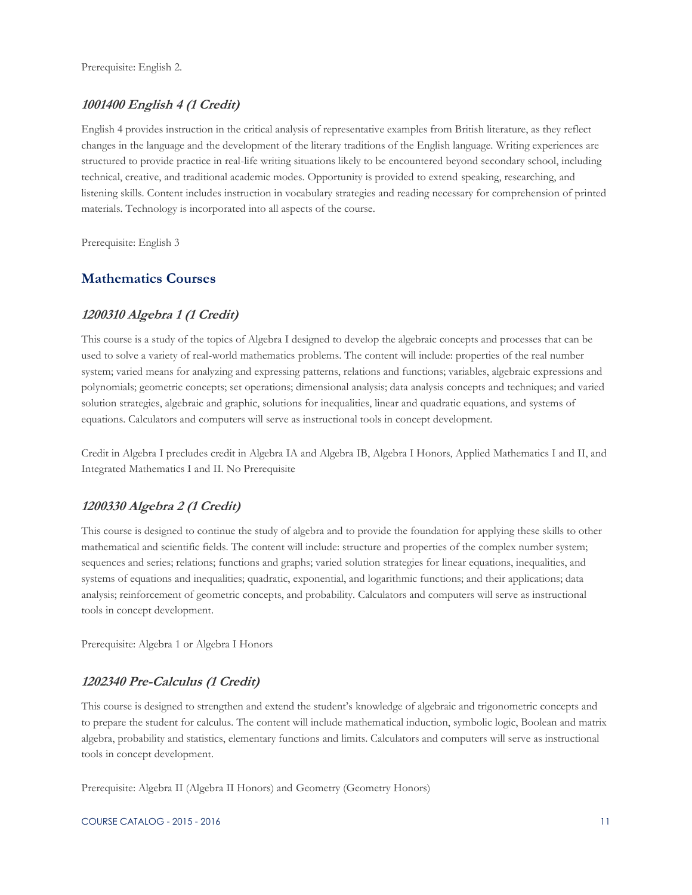Prerequisite: English 2.

### *1001400 English 4 (1 Credit)*

English 4 provides instruction in the critical analysis of representative examples from British literature, as they reflect changes in the language and the development of the literary traditions of the English language. Writing experiences are structured to provide practice in real-life writing situations likely to be encountered beyond secondary school, including technical, creative, and traditional academic modes. Opportunity is provided to extend speaking, researching, and listening skills. Content includes instruction in vocabulary strategies and reading necessary for comprehension of printed materials. Technology is incorporated into all aspects of the course.

Prerequisite: English 3

## Mathematics Courses

### *1200310 Algebra 1 (1 Credit)*

This course is a study of the topics of Algebra I designed to develop the algebraic concepts and processes that can be used to solve a variety of real-world mathematics problems. The content will include: properties of the real number system; varied means for analyzing and expressing patterns, relations and functions; variables, algebraic expressions and polynomials; geometric concepts; set operations; dimensional analysis; data analysis concepts and techniques; and varied solution strategies, algebraic and graphic, solutions for inequalities, linear and quadratic equations, and systems of equations. Calculators and computers will serve as instructional tools in concept development.

Credit in Algebra I precludes credit in Algebra IA and Algebra IB, Algebra I Honors, Applied Mathematics I and II, and Integrated Mathematics I and II. No Prerequisite

### *1200330 Algebra 2 (1 Credit)*

This course is designed to continue the study of algebra and to provide the foundation for applying these skills to other mathematical and scientific fields. The content will include: structure and properties of the complex number system; sequences and series; relations; functions and graphs; varied solution strategies for linear equations, inequalities, and systems of equations and inequalities; quadratic, exponential, and logarithmic functions; and their applications; data analysis; reinforcement of geometric concepts, and probability. Calculators and computers will serve as instructional tools in concept development.

Prerequisite: Algebra 1 or Algebra I Honors

### *1202340 Pre-Calculus (1 Credit)*

This course is designed to strengthen and extend the student's knowledge of algebraic and trigonometric concepts and to prepare the student for calculus. The content will include mathematical induction, symbolic logic, Boolean and matrix algebra, probability and statistics, elementary functions and limits. Calculators and computers will serve as instructional tools in concept development.

Prerequisite: Algebra II (Algebra II Honors) and Geometry (Geometry Honors)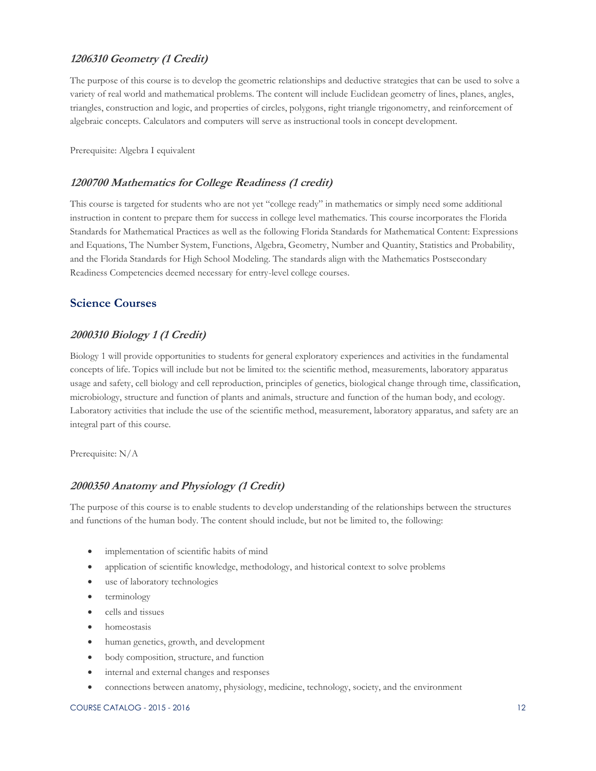### *1206310 Geometry (1 Credit)*

The purpose of this course is to develop the geometric relationships and deductive strategies that can be used to solve a variety of real world and mathematical problems. The content will include Euclidean geometry of lines, planes, angles, triangles, construction and logic, and properties of circles, polygons, right triangle trigonometry, and reinforcement of algebraic concepts. Calculators and computers will serve as instructional tools in concept development.

Prerequisite: Algebra I equivalent

### *1200700 Mathematics for College Readiness (1 credit)*

This course is targeted for students who are not yet "college ready" in mathematics or simply need some additional instruction in content to prepare them for success in college level mathematics. This course incorporates the Florida Standards for Mathematical Practices as well as the following Florida Standards for Mathematical Content: Expressions and Equations, The Number System, Functions, Algebra, Geometry, Number and Quantity, Statistics and Probability, and the Florida Standards for High School Modeling. The standards align with the Mathematics Postsecondary Readiness Competencies deemed necessary for entry-level college courses.

## Science Courses

### *2000310 Biology 1 (1 Credit)*

Biology 1 will provide opportunities to students for general exploratory experiences and activities in the fundamental concepts of life. Topics will include but not be limited to: the scientific method, measurements, laboratory apparatus usage and safety, cell biology and cell reproduction, principles of genetics, biological change through time, classification, microbiology, structure and function of plants and animals, structure and function of the human body, and ecology. Laboratory activities that include the use of the scientific method, measurement, laboratory apparatus, and safety are an integral part of this course.

Prerequisite: N/A

### *2000350 Anatomy and Physiology (1 Credit)*

The purpose of this course is to enable students to develop understanding of the relationships between the structures and functions of the human body. The content should include, but not be limited to, the following:

- implementation of scientific habits of mind
- application of scientific knowledge, methodology, and historical context to solve problems
- use of laboratory technologies
- terminology
- cells and tissues
- homeostasis
- human genetics, growth, and development
- body composition, structure, and function
- internal and external changes and responses
- connections between anatomy, physiology, medicine, technology, society, and the environment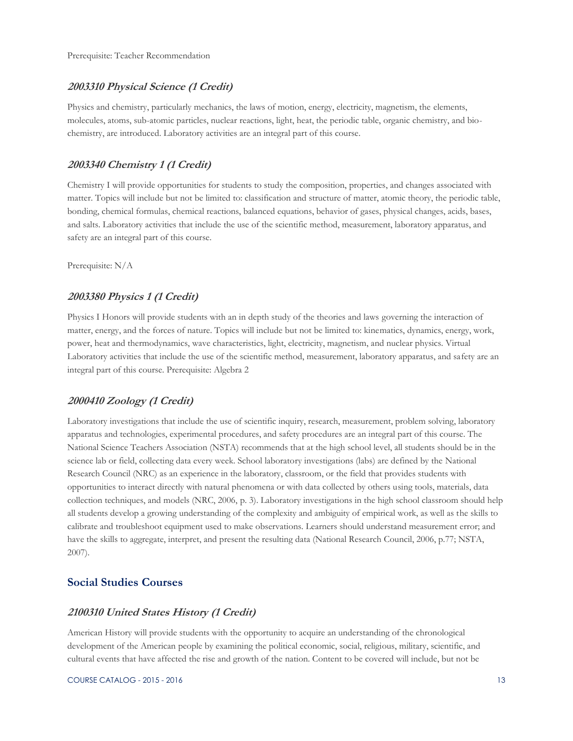Prerequisite: Teacher Recommendation

### *2003310 Physical Science (1 Credit)*

Physics and chemistry, particularly mechanics, the laws of motion, energy, electricity, magnetism, the elements, molecules, atoms, sub-atomic particles, nuclear reactions, light, heat, the periodic table, organic chemistry, and bio-chemistry, are introduced. Laboratory activities are an integral part of this course.

### *2003340 Chemistry 1 (1 Credit)*

Chemistry I will provide opportunities for students to study the composition, properties, and changes associated with matter. Topics will include but not be limited to: classification and structure of matter, atomic theory, the periodic table, bonding, chemical formulas, chemical reactions, balanced equations, behavior of gases, physical changes, acids, bases, and salts. Laboratory activities that include the use of the scientific method, measurement, laboratory apparatus, and safety are an integral part of this course.

Prerequisite: N/A

### *2003380 Physics 1 (1 Credit)*

Physics I Honors will provide students with an in depth study of the theories and laws governing the interaction of matter, energy, and the forces of nature. Topics will include but not be limited to: kinematics, dynamics, energy, work, power, heat and thermodynamics, wave characteristics, light, electricity, magnetism, and nuclear physics. Virtual Laboratory activities that include the use of the scientific method, measurement, laboratory apparatus, and safety are an integral part of this course. Prerequisite: Algebra 2

### *2000410 Zoology (1 Credit)*

Laboratory investigations that include the use of scientific inquiry, research, measurement, problem solving, laboratory apparatus and technologies, experimental procedures, and safety procedures are an integral part of this course. The National Science Teachers Association (NSTA) recommends that at the high school level, all students should be in the science lab or field, collecting data every week. School laboratory investigations (labs) are defined by the National Research Council (NRC) as an experience in the laboratory, classroom, or the field that provides students with opportunities to interact directly with natural phenomena or with data collected by others using tools, materials, data collection techniques, and models (NRC, 2006, p. 3). Laboratory investigations in the high school classroom should help all students develop a growing understanding of the complexity and ambiguity of empirical work, as well as the skills to calibrate and troubleshoot equipment used to make observations. Learners should understand measurement error; and have the skills to aggregate, interpret, and present the resulting data (National Research Council, 2006, p.77; NSTA, 2007).

## Social Studies Courses

### *2100310 United States History (1 Credit)*

American History will provide students with the opportunity to acquire an understanding of the chronological development of the American people by examining the political economic, social, religious, military, scientific, and cultural events that have affected the rise and growth of the nation. Content to be covered will include, but not be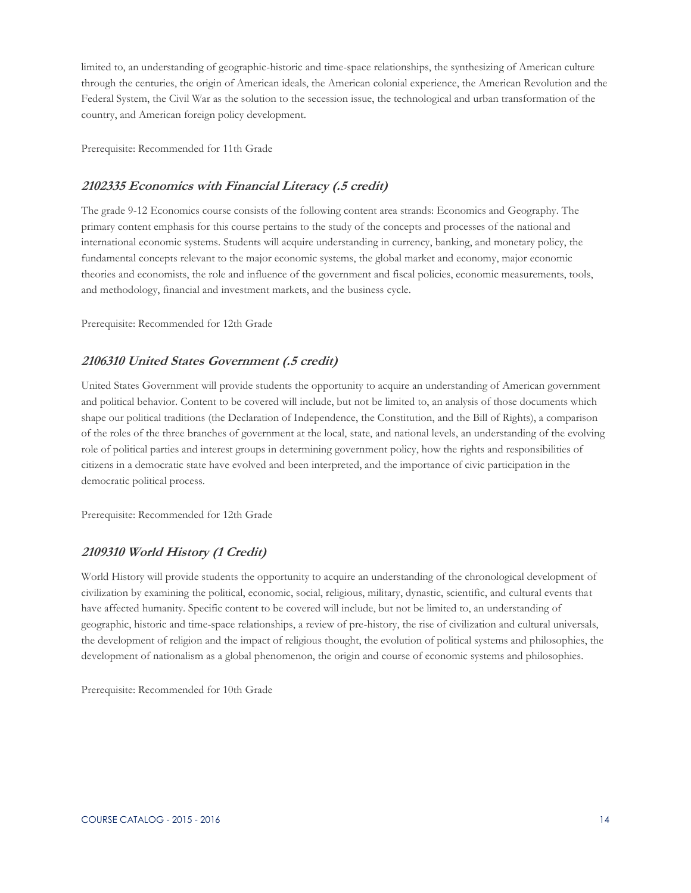limited to, an understanding of geographic-historic and time-space relationships, the synthesizing of American culture through the centuries, the origin of American ideals, the American colonial experience, the American Revolution and the Federal System, the Civil War as the solution to the secession issue, the technological and urban transformation of the country, and American foreign policy development.

Prerequisite: Recommended for 11th Grade

### *2102335 Economics with Financial Literacy (.5 credit)*

The grade 9-12 Economics course consists of the following content area strands: Economics and Geography. The primary content emphasis for this course pertains to the study of the concepts and processes of the national and international economic systems. Students will acquire understanding in currency, banking, and monetary policy, the fundamental concepts relevant to the major economic systems, the global market and economy, major economic theories and economists, the role and influence of the government and fiscal policies, economic measurements, tools, and methodology, financial and investment markets, and the business cycle.

Prerequisite: Recommended for 12th Grade

### *2106310 United States Government (.5 credit)*

United States Government will provide students the opportunity to acquire an understanding of American government and political behavior. Content to be covered will include, but not be limited to, an analysis of those documents which shape our political traditions (the Declaration of Independence, the Constitution, and the Bill of Rights), a comparison of the roles of the three branches of government at the local, state, and national levels, an understanding of the evolving role of political parties and interest groups in determining government policy, how the rights and responsibilities of citizens in a democratic state have evolved and been interpreted, and the importance of civic participation in the democratic political process.

Prerequisite: Recommended for 12th Grade

### *2109310 World History (1 Credit)*

World History will provide students the opportunity to acquire an understanding of the chronological development of civilization by examining the political, economic, social, religious, military, dynastic, scientific, and cultural events that have affected humanity. Specific content to be covered will include, but not be limited to, an understanding of geographic, historic and time-space relationships, a review of pre-history, the rise of civilization and cultural universals, the development of religion and the impact of religious thought, the evolution of political systems and philosophies, the development of nationalism as a global phenomenon, the origin and course of economic systems and philosophies.

Prerequisite: Recommended for 10th Grade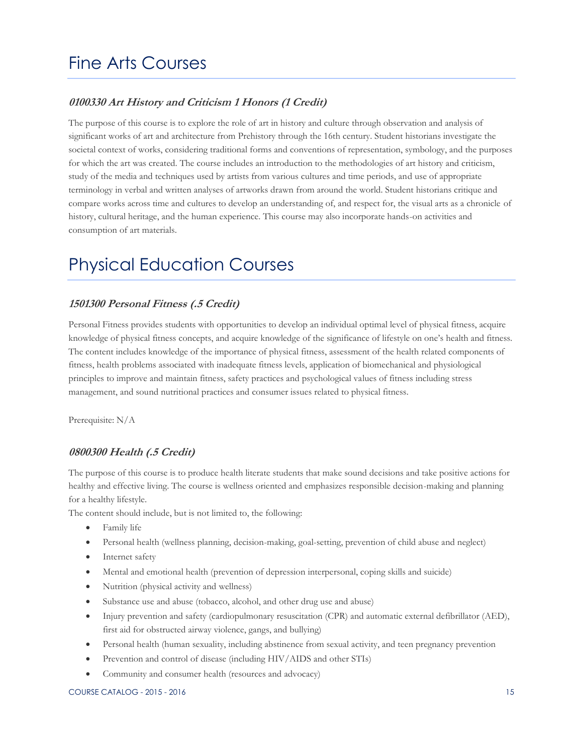# Fine Arts Courses

### ***0100330 Art History and Criticism 1 Honors (1 Credit)***

The purpose of this course is to explore the role of art in history and culture through observation and analysis of significant works of art and architecture from Prehistory through the 16th century. Student historians investigate the societal context of works, considering traditional forms and conventions of representation, symbology, and the purposes for which the art was created. The course includes an introduction to the methodologies of art history and criticism, study of the media and techniques used by artists from various cultures and time periods, and use of appropriate terminology in verbal and written analyses of artworks drawn from around the world. Student historians critique and compare works across time and cultures to develop an understanding of, and respect for, the visual arts as a chronicle of history, cultural heritage, and the human experience. This course may also incorporate hands-on activities and consumption of art materials.

# Physical Education Courses

### ***1501300 Personal Fitness (.5 Credit)***

Personal Fitness provides students with opportunities to develop an individual optimal level of physical fitness, acquire knowledge of physical fitness concepts, and acquire knowledge of the significance of lifestyle on one's health and fitness. The content includes knowledge of the importance of physical fitness, assessment of the health related components of fitness, health problems associated with inadequate fitness levels, application of biomechanical and physiological principles to improve and maintain fitness, safety practices and psychological values of fitness including stress management, and sound nutritional practices and consumer issues related to physical fitness.

Prerequisite: N/A

### ***0800300 Health (.5 Credit)***

The purpose of this course is to produce health literate students that make sound decisions and take positive actions for healthy and effective living. The course is wellness oriented and emphasizes responsible decision-making and planning for a healthy lifestyle.

The content should include, but is not limited to, the following:

- Family life
- Personal health (wellness planning, decision-making, goal-setting, prevention of child abuse and neglect)
- Internet safety
- Mental and emotional health (prevention of depression interpersonal, coping skills and suicide)
- Nutrition (physical activity and wellness)
- Substance use and abuse (tobacco, alcohol, and other drug use and abuse)
- Injury prevention and safety (cardiopulmonary resuscitation (CPR) and automatic external defibrillator (AED), first aid for obstructed airway violence, gangs, and bullying)
- Personal health (human sexuality, including abstinence from sexual activity, and teen pregnancy prevention
- Prevention and control of disease (including HIV/AIDS and other STIs)
- Community and consumer health (resources and advocacy)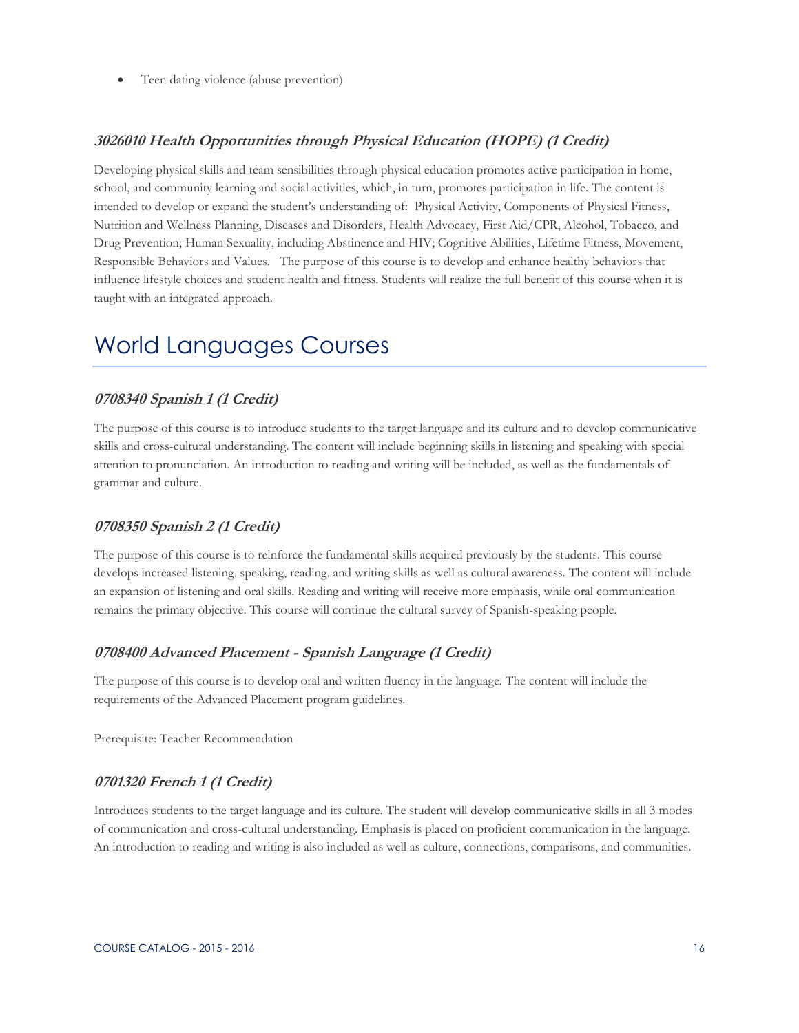- Teen dating violence (abuse prevention)

### *3026010 Health Opportunities through Physical Education (HOPE) (1 Credit)*

Developing physical skills and team sensibilities through physical education promotes active participation in home, school, and community learning and social activities, which, in turn, promotes participation in life. The content is intended to develop or expand the student's understanding of: Physical Activity, Components of Physical Fitness, Nutrition and Wellness Planning, Diseases and Disorders, Health Advocacy, First Aid/CPR, Alcohol, Tobacco, and Drug Prevention; Human Sexuality, including Abstinence and HIV; Cognitive Abilities, Lifetime Fitness, Movement, Responsible Behaviors and Values. The purpose of this course is to develop and enhance healthy behaviors that influence lifestyle choices and student health and fitness. Students will realize the full benefit of this course when it is taught with an integrated approach.

# World Languages Courses

### *0708340 Spanish 1 (1 Credit)*

The purpose of this course is to introduce students to the target language and its culture and to develop communicative skills and cross-cultural understanding. The content will include beginning skills in listening and speaking with special attention to pronunciation. An introduction to reading and writing will be included, as well as the fundamentals of grammar and culture.

### *0708350 Spanish 2 (1 Credit)*

The purpose of this course is to reinforce the fundamental skills acquired previously by the students. This course develops increased listening, speaking, reading, and writing skills as well as cultural awareness. The content will include an expansion of listening and oral skills. Reading and writing will receive more emphasis, while oral communication remains the primary objective. This course will continue the cultural survey of Spanish-speaking people.

### *0708400 Advanced Placement - Spanish Language (1 Credit)*

The purpose of this course is to develop oral and written fluency in the language. The content will include the requirements of the Advanced Placement program guidelines.

Prerequisite: Teacher Recommendation

### *0701320 French 1 (1 Credit)*

Introduces students to the target language and its culture. The student will develop communicative skills in all 3 modes of communication and cross-cultural understanding. Emphasis is placed on proficient communication in the language. An introduction to reading and writing is also included as well as culture, connections, comparisons, and communities.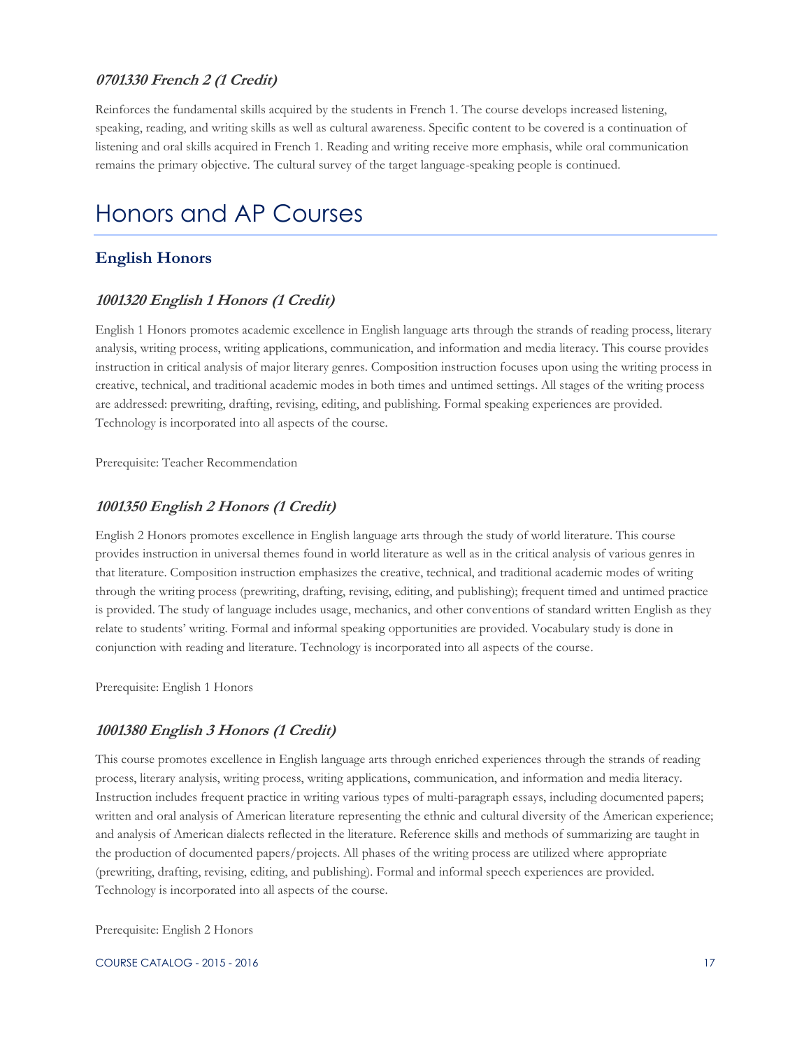### *0701330 French 2 (1 Credit)*

Reinforces the fundamental skills acquired by the students in French 1. The course develops increased listening, speaking, reading, and writing skills as well as cultural awareness. Specific content to be covered is a continuation of listening and oral skills acquired in French 1. Reading and writing receive more emphasis, while oral communication remains the primary objective. The cultural survey of the target language-speaking people is continued.

# Honors and AP Courses

## English Honors

### *1001320 English 1 Honors (1 Credit)*

English 1 Honors promotes academic excellence in English language arts through the strands of reading process, literary analysis, writing process, writing applications, communication, and information and media literacy. This course provides instruction in critical analysis of major literary genres. Composition instruction focuses upon using the writing process in creative, technical, and traditional academic modes in both times and untimed settings. All stages of the writing process are addressed: prewriting, drafting, revising, editing, and publishing. Formal speaking experiences are provided. Technology is incorporated into all aspects of the course.

Prerequisite: Teacher Recommendation

### *1001350 English 2 Honors (1 Credit)*

English 2 Honors promotes excellence in English language arts through the study of world literature. This course provides instruction in universal themes found in world literature as well as in the critical analysis of various genres in that literature. Composition instruction emphasizes the creative, technical, and traditional academic modes of writing through the writing process (prewriting, drafting, revising, editing, and publishing); frequent timed and untimed practice is provided. The study of language includes usage, mechanics, and other conventions of standard written English as they relate to students' writing. Formal and informal speaking opportunities are provided. Vocabulary study is done in conjunction with reading and literature. Technology is incorporated into all aspects of the course.

Prerequisite: English 1 Honors

### *1001380 English 3 Honors (1 Credit)*

This course promotes excellence in English language arts through enriched experiences through the strands of reading process, literary analysis, writing process, writing applications, communication, and information and media literacy. Instruction includes frequent practice in writing various types of multi-paragraph essays, including documented papers; written and oral analysis of American literature representing the ethnic and cultural diversity of the American experience; and analysis of American dialects reflected in the literature. Reference skills and methods of summarizing are taught in the production of documented papers/projects. All phases of the writing process are utilized where appropriate (prewriting, drafting, revising, editing, and publishing). Formal and informal speech experiences are provided. Technology is incorporated into all aspects of the course.

Prerequisite: English 2 Honors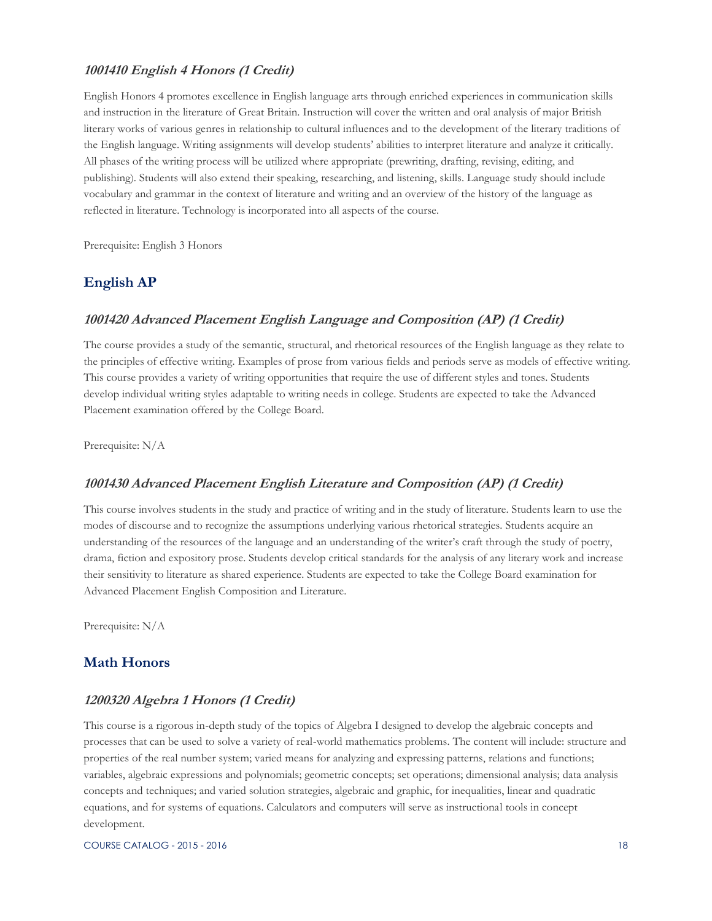### *1001410 English 4 Honors (1 Credit)*

English Honors 4 promotes excellence in English language arts through enriched experiences in communication skills and instruction in the literature of Great Britain. Instruction will cover the written and oral analysis of major British literary works of various genres in relationship to cultural influences and to the development of the literary traditions of the English language. Writing assignments will develop students' abilities to interpret literature and analyze it critically. All phases of the writing process will be utilized where appropriate (prewriting, drafting, revising, editing, and publishing). Students will also extend their speaking, researching, and listening, skills. Language study should include vocabulary and grammar in the context of literature and writing and an overview of the history of the language as reflected in literature. Technology is incorporated into all aspects of the course.

Prerequisite: English 3 Honors

## English AP

### *1001420 Advanced Placement English Language and Composition (AP) (1 Credit)*

The course provides a study of the semantic, structural, and rhetorical resources of the English language as they relate to the principles of effective writing. Examples of prose from various fields and periods serve as models of effective writing. This course provides a variety of writing opportunities that require the use of different styles and tones. Students develop individual writing styles adaptable to writing needs in college. Students are expected to take the Advanced Placement examination offered by the College Board.

Prerequisite: N/A

### *1001430 Advanced Placement English Literature and Composition (AP) (1 Credit)*

This course involves students in the study and practice of writing and in the study of literature. Students learn to use the modes of discourse and to recognize the assumptions underlying various rhetorical strategies. Students acquire an understanding of the resources of the language and an understanding of the writer's craft through the study of poetry, drama, fiction and expository prose. Students develop critical standards for the analysis of any literary work and increase their sensitivity to literature as shared experience. Students are expected to take the College Board examination for Advanced Placement English Composition and Literature.

Prerequisite: N/A

## Math Honors

### *1200320 Algebra 1 Honors (1 Credit)*

This course is a rigorous in-depth study of the topics of Algebra I designed to develop the algebraic concepts and processes that can be used to solve a variety of real-world mathematics problems. The content will include: structure and properties of the real number system; varied means for analyzing and expressing patterns, relations and functions; variables, algebraic expressions and polynomials; geometric concepts; set operations; dimensional analysis; data analysis concepts and techniques; and varied solution strategies, algebraic and graphic, for inequalities, linear and quadratic equations, and for systems of equations. Calculators and computers will serve as instructional tools in concept development.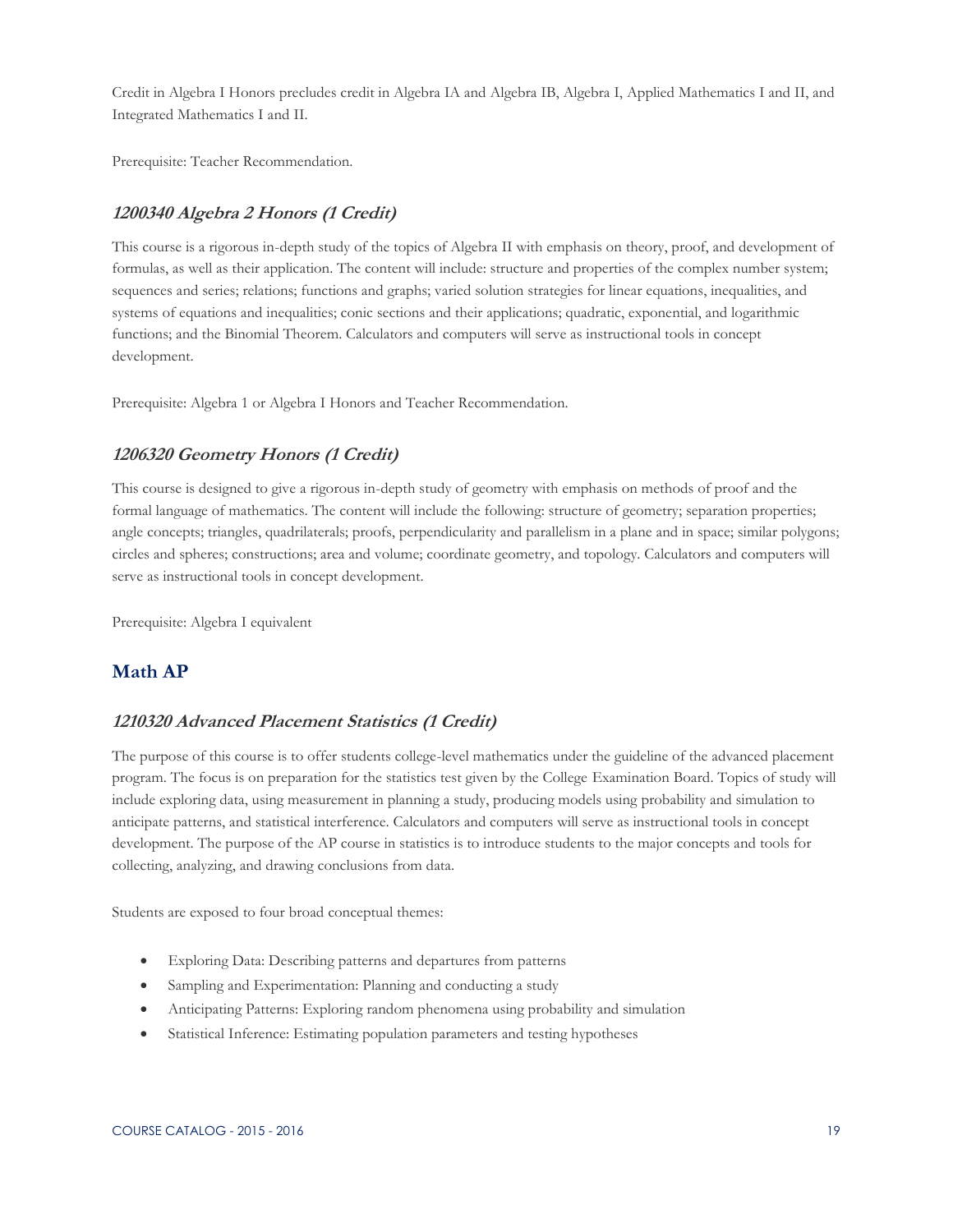Credit in Algebra I Honors precludes credit in Algebra IA and Algebra IB, Algebra I, Applied Mathematics I and II, and Integrated Mathematics I and II.

Prerequisite: Teacher Recommendation.

### *1200340 Algebra 2 Honors (1 Credit)*

This course is a rigorous in-depth study of the topics of Algebra II with emphasis on theory, proof, and development of formulas, as well as their application. The content will include: structure and properties of the complex number system; sequences and series; relations; functions and graphs; varied solution strategies for linear equations, inequalities, and systems of equations and inequalities; conic sections and their applications; quadratic, exponential, and logarithmic functions; and the Binomial Theorem. Calculators and computers will serve as instructional tools in concept development.

Prerequisite: Algebra 1 or Algebra I Honors and Teacher Recommendation.

### *1206320 Geometry Honors (1 Credit)*

This course is designed to give a rigorous in-depth study of geometry with emphasis on methods of proof and the formal language of mathematics. The content will include the following: structure of geometry; separation properties; angle concepts; triangles, quadrilaterals; proofs, perpendicularity and parallelism in a plane and in space; similar polygons; circles and spheres; constructions; area and volume; coordinate geometry, and topology. Calculators and computers will serve as instructional tools in concept development.

Prerequisite: Algebra I equivalent

## Math AP

### *1210320 Advanced Placement Statistics (1 Credit)*

The purpose of this course is to offer students college-level mathematics under the guideline of the advanced placement program. The focus is on preparation for the statistics test given by the College Examination Board. Topics of study will include exploring data, using measurement in planning a study, producing models using probability and simulation to anticipate patterns, and statistical interference. Calculators and computers will serve as instructional tools in concept development. The purpose of the AP course in statistics is to introduce students to the major concepts and tools for collecting, analyzing, and drawing conclusions from data.

Students are exposed to four broad conceptual themes:

- Exploring Data: Describing patterns and departures from patterns
- Sampling and Experimentation: Planning and conducting a study
- Anticipating Patterns: Exploring random phenomena using probability and simulation
- Statistical Inference: Estimating population parameters and testing hypotheses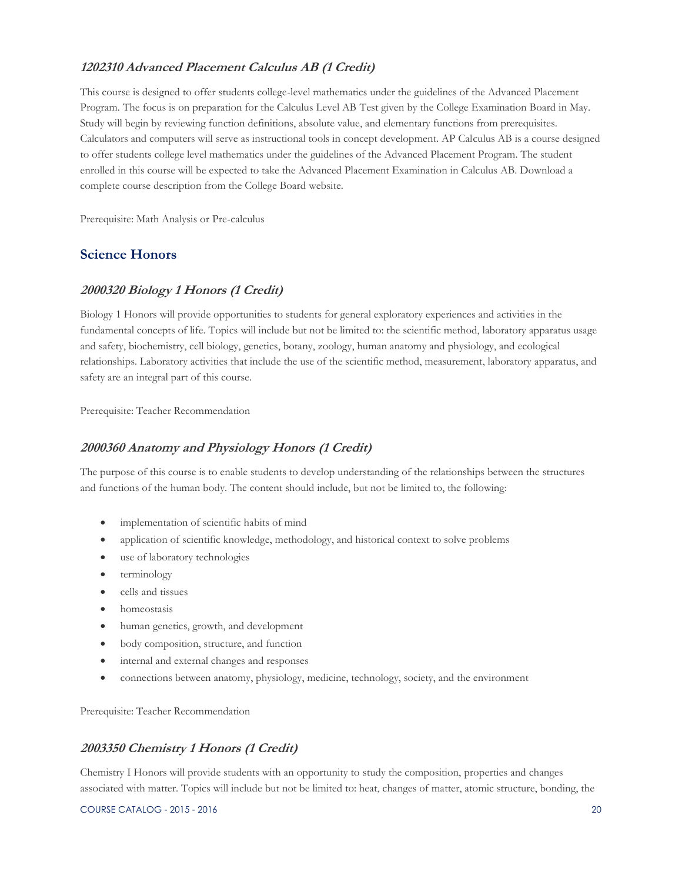### *1202310 Advanced Placement Calculus AB (1 Credit)*

This course is designed to offer students college-level mathematics under the guidelines of the Advanced Placement Program. The focus is on preparation for the Calculus Level AB Test given by the College Examination Board in May. Study will begin by reviewing function definitions, absolute value, and elementary functions from prerequisites. Calculators and computers will serve as instructional tools in concept development. AP Calculus AB is a course designed to offer students college level mathematics under the guidelines of the Advanced Placement Program. The student enrolled in this course will be expected to take the Advanced Placement Examination in Calculus AB. Download a complete course description from the College Board website.

Prerequisite: Math Analysis or Pre-calculus

## Science Honors

### *2000320 Biology 1 Honors (1 Credit)*

Biology 1 Honors will provide opportunities to students for general exploratory experiences and activities in the fundamental concepts of life. Topics will include but not be limited to: the scientific method, laboratory apparatus usage and safety, biochemistry, cell biology, genetics, botany, zoology, human anatomy and physiology, and ecological relationships. Laboratory activities that include the use of the scientific method, measurement, laboratory apparatus, and safety are an integral part of this course.

Prerequisite: Teacher Recommendation

### *2000360 Anatomy and Physiology Honors (1 Credit)*

The purpose of this course is to enable students to develop understanding of the relationships between the structures and functions of the human body. The content should include, but not be limited to, the following:

- implementation of scientific habits of mind
- application of scientific knowledge, methodology, and historical context to solve problems
- use of laboratory technologies
- terminology
- cells and tissues
- homeostasis
- human genetics, growth, and development
- body composition, structure, and function
- internal and external changes and responses
- connections between anatomy, physiology, medicine, technology, society, and the environment

Prerequisite: Teacher Recommendation

### *2003350 Chemistry 1 Honors (1 Credit)*

Chemistry I Honors will provide students with an opportunity to study the composition, properties and changes associated with matter. Topics will include but not be limited to: heat, changes of matter, atomic structure, bonding, the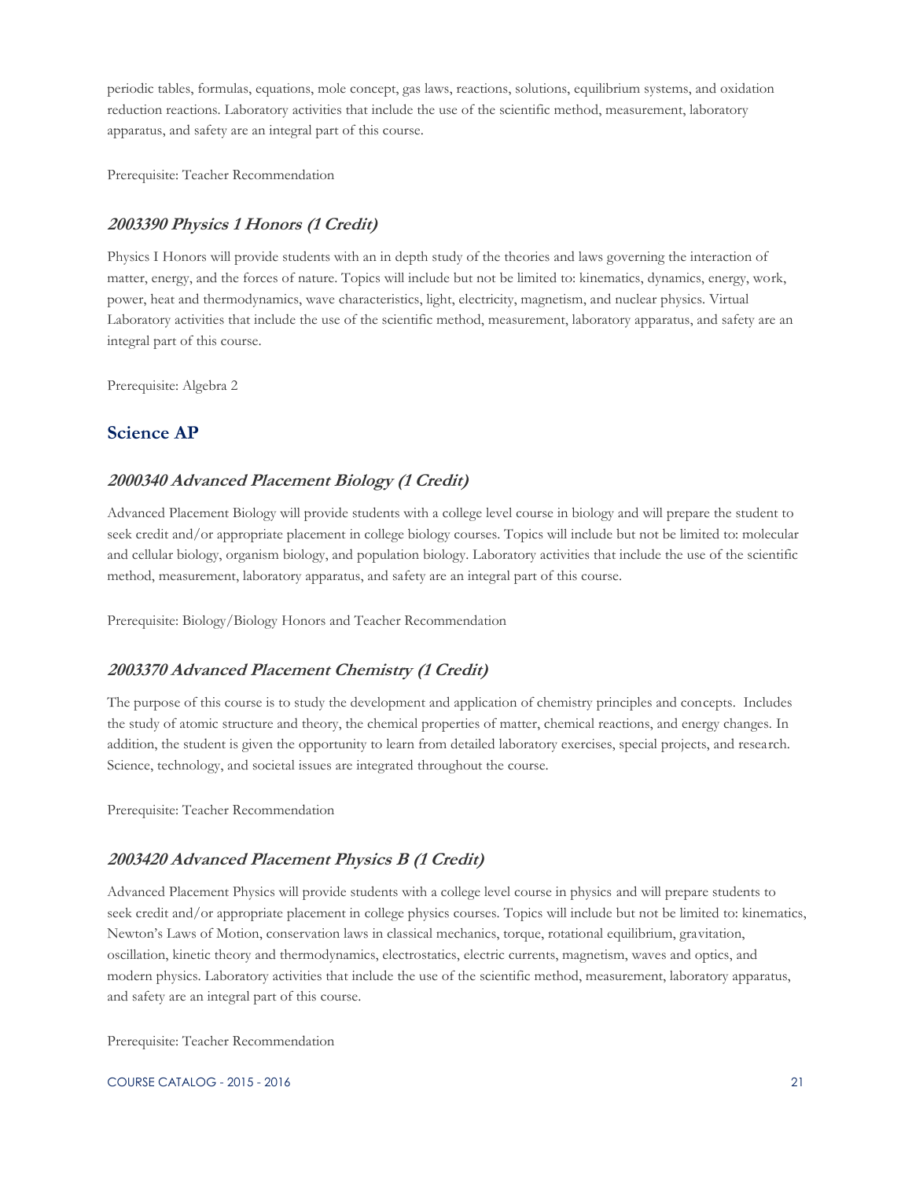periodic tables, formulas, equations, mole concept, gas laws, reactions, solutions, equilibrium systems, and oxidation reduction reactions. Laboratory activities that include the use of the scientific method, measurement, laboratory apparatus, and safety are an integral part of this course.

Prerequisite: Teacher Recommendation

### *2003390 Physics 1 Honors (1 Credit)*

Physics I Honors will provide students with an in depth study of the theories and laws governing the interaction of matter, energy, and the forces of nature. Topics will include but not be limited to: kinematics, dynamics, energy, work, power, heat and thermodynamics, wave characteristics, light, electricity, magnetism, and nuclear physics. Virtual Laboratory activities that include the use of the scientific method, measurement, laboratory apparatus, and safety are an integral part of this course.

Prerequisite: Algebra 2

## Science AP

### *2000340 Advanced Placement Biology (1 Credit)*

Advanced Placement Biology will provide students with a college level course in biology and will prepare the student to seek credit and/or appropriate placement in college biology courses. Topics will include but not be limited to: molecular and cellular biology, organism biology, and population biology. Laboratory activities that include the use of the scientific method, measurement, laboratory apparatus, and safety are an integral part of this course.

Prerequisite: Biology/Biology Honors and Teacher Recommendation

### *2003370 Advanced Placement Chemistry (1 Credit)*

The purpose of this course is to study the development and application of chemistry principles and concepts. Includes the study of atomic structure and theory, the chemical properties of matter, chemical reactions, and energy changes. In addition, the student is given the opportunity to learn from detailed laboratory exercises, special projects, and research. Science, technology, and societal issues are integrated throughout the course.

Prerequisite: Teacher Recommendation

### *2003420 Advanced Placement Physics B (1 Credit)*

Advanced Placement Physics will provide students with a college level course in physics and will prepare students to seek credit and/or appropriate placement in college physics courses. Topics will include but not be limited to: kinematics, Newton's Laws of Motion, conservation laws in classical mechanics, torque, rotational equilibrium, gravitation, oscillation, kinetic theory and thermodynamics, electrostatics, electric currents, magnetism, waves and optics, and modern physics. Laboratory activities that include the use of the scientific method, measurement, laboratory apparatus, and safety are an integral part of this course.

Prerequisite: Teacher Recommendation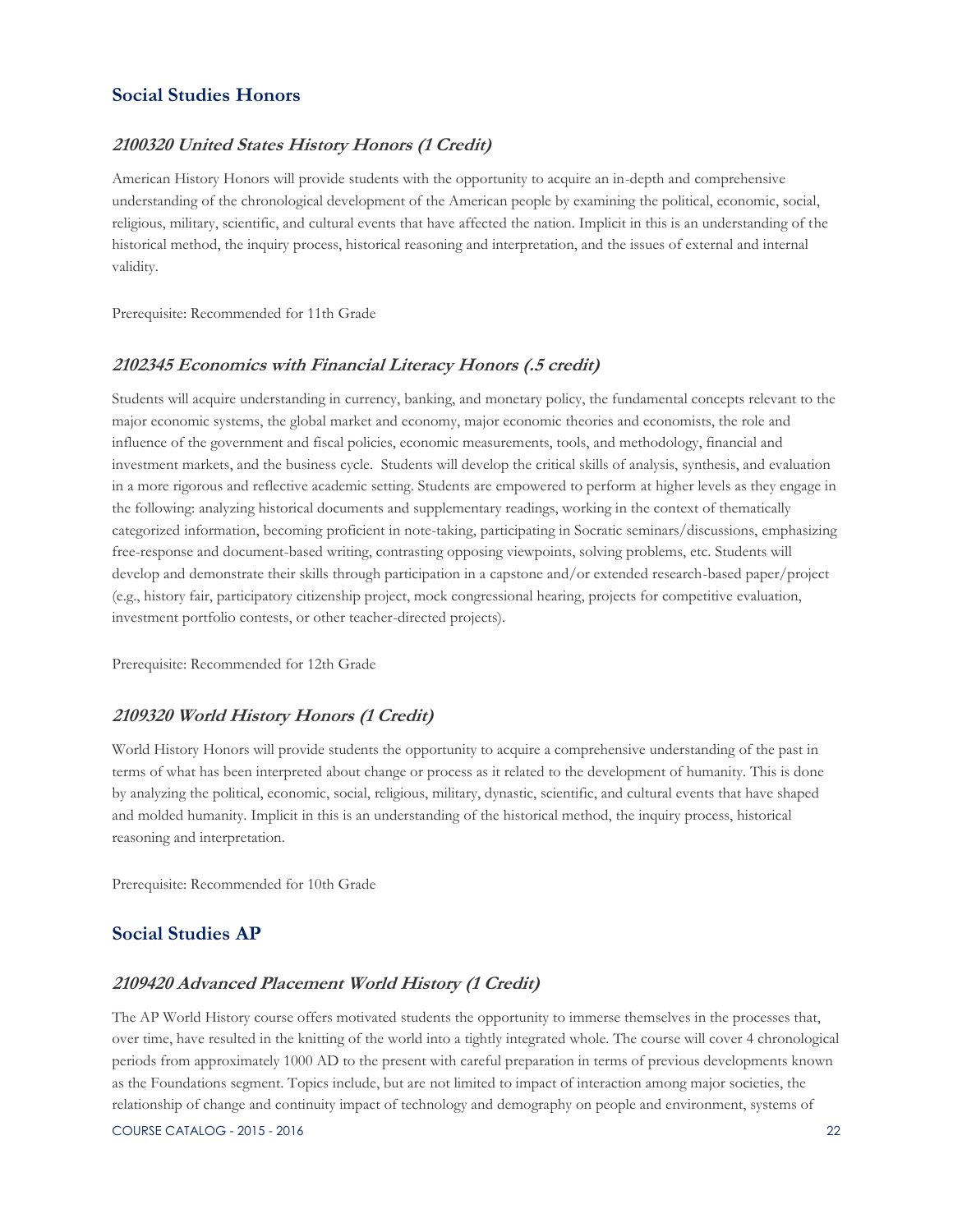## Social Studies Honors

### *2100320 United States History Honors (1 Credit)*

American History Honors will provide students with the opportunity to acquire an in-depth and comprehensive understanding of the chronological development of the American people by examining the political, economic, social, religious, military, scientific, and cultural events that have affected the nation. Implicit in this is an understanding of the historical method, the inquiry process, historical reasoning and interpretation, and the issues of external and internal validity.

Prerequisite: Recommended for 11th Grade

### *2102345 Economics with Financial Literacy Honors (.5 credit)*

Students will acquire understanding in currency, banking, and monetary policy, the fundamental concepts relevant to the major economic systems, the global market and economy, major economic theories and economists, the role and influence of the government and fiscal policies, economic measurements, tools, and methodology, financial and investment markets, and the business cycle. Students will develop the critical skills of analysis, synthesis, and evaluation in a more rigorous and reflective academic setting. Students are empowered to perform at higher levels as they engage in the following: analyzing historical documents and supplementary readings, working in the context of thematically categorized information, becoming proficient in note-taking, participating in Socratic seminars/discussions, emphasizing free-response and document-based writing, contrasting opposing viewpoints, solving problems, etc. Students will develop and demonstrate their skills through participation in a capstone and/or extended research-based paper/project (e.g., history fair, participatory citizenship project, mock congressional hearing, projects for competitive evaluation, investment portfolio contests, or other teacher-directed projects).

Prerequisite: Recommended for 12th Grade

### *2109320 World History Honors (1 Credit)*

World History Honors will provide students the opportunity to acquire a comprehensive understanding of the past in terms of what has been interpreted about change or process as it related to the development of humanity. This is done by analyzing the political, economic, social, religious, military, dynastic, scientific, and cultural events that have shaped and molded humanity. Implicit in this is an understanding of the historical method, the inquiry process, historical reasoning and interpretation.

Prerequisite: Recommended for 10th Grade

## Social Studies AP

### *2109420 Advanced Placement World History (1 Credit)*

The AP World History course offers motivated students the opportunity to immerse themselves in the processes that, over time, have resulted in the knitting of the world into a tightly integrated whole. The course will cover 4 chronological periods from approximately 1000 AD to the present with careful preparation in terms of previous developments known as the Foundations segment. Topics include, but are not limited to impact of interaction among major societies, the relationship of change and continuity impact of technology and demography on people and environment, systems of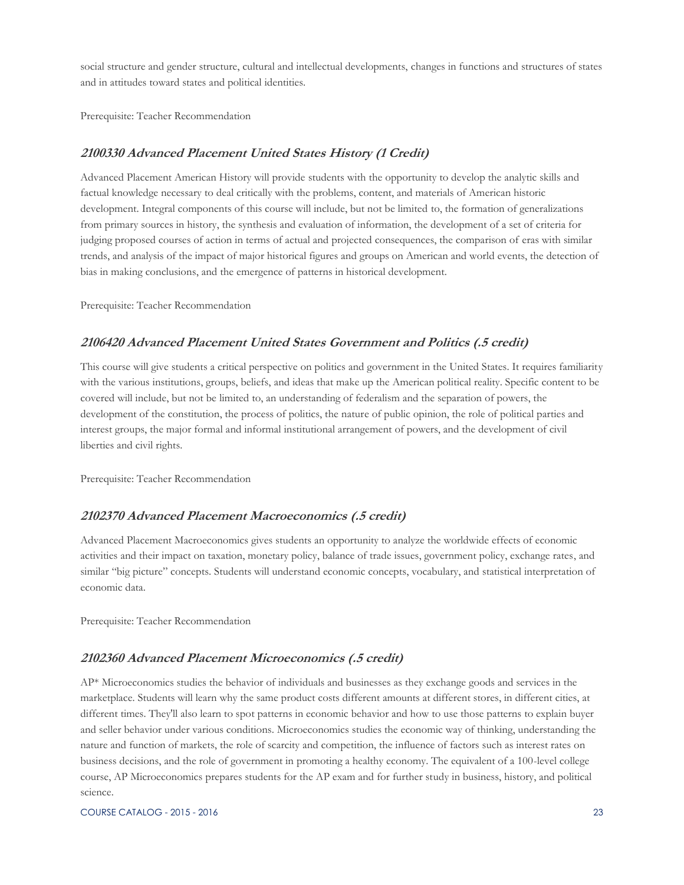social structure and gender structure, cultural and intellectual developments, changes in functions and structures of states and in attitudes toward states and political identities.

Prerequisite: Teacher Recommendation

### *2100330 Advanced Placement United States History (1 Credit)*

Advanced Placement American History will provide students with the opportunity to develop the analytic skills and factual knowledge necessary to deal critically with the problems, content, and materials of American historic development. Integral components of this course will include, but not be limited to, the formation of generalizations from primary sources in history, the synthesis and evaluation of information, the development of a set of criteria for judging proposed courses of action in terms of actual and projected consequences, the comparison of eras with similar trends, and analysis of the impact of major historical figures and groups on American and world events, the detection of bias in making conclusions, and the emergence of patterns in historical development.

Prerequisite: Teacher Recommendation

### *2106420 Advanced Placement United States Government and Politics (.5 credit)*

This course will give students a critical perspective on politics and government in the United States. It requires familiarity with the various institutions, groups, beliefs, and ideas that make up the American political reality. Specific content to be covered will include, but not be limited to, an understanding of federalism and the separation of powers, the development of the constitution, the process of politics, the nature of public opinion, the role of political parties and interest groups, the major formal and informal institutional arrangement of powers, and the development of civil liberties and civil rights.

Prerequisite: Teacher Recommendation

### *2102370 Advanced Placement Macroeconomics (.5 credit)*

Advanced Placement Macroeconomics gives students an opportunity to analyze the worldwide effects of economic activities and their impact on taxation, monetary policy, balance of trade issues, government policy, exchange rates, and similar "big picture" concepts. Students will understand economic concepts, vocabulary, and statistical interpretation of economic data.

Prerequisite: Teacher Recommendation

### *2102360 Advanced Placement Microeconomics (.5 credit)*

AP* Microeconomics studies the behavior of individuals and businesses as they exchange goods and services in the marketplace. Students will learn why the same product costs different amounts at different stores, in different cities, at different times. They'll also learn to spot patterns in economic behavior and how to use those patterns to explain buyer and seller behavior under various conditions. Microeconomics studies the economic way of thinking, understanding the nature and function of markets, the role of scarcity and competition, the influence of factors such as interest rates on business decisions, and the role of government in promoting a healthy economy. The equivalent of a 100-level college course, AP Microeconomics prepares students for the AP exam and for further study in business, history, and political science.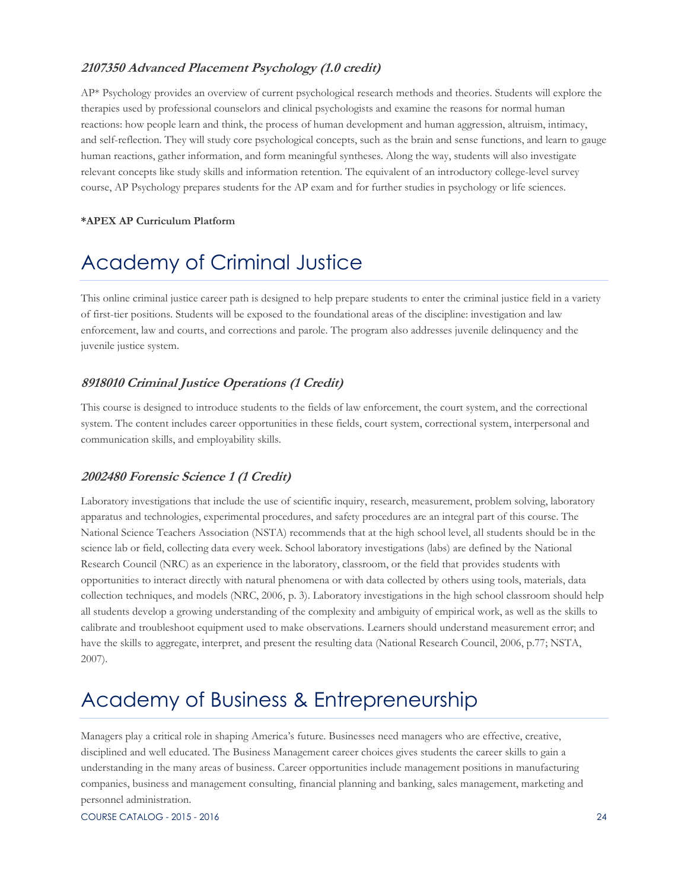### *2107350 Advanced Placement Psychology (1.0 credit)*

AP* Psychology provides an overview of current psychological research methods and theories. Students will explore the therapies used by professional counselors and clinical psychologists and examine the reasons for normal human reactions: how people learn and think, the process of human development and human aggression, altruism, intimacy, and self-reflection. They will study core psychological concepts, such as the brain and sense functions, and learn to gauge human reactions, gather information, and form meaningful syntheses. Along the way, students will also investigate relevant concepts like study skills and information retention. The equivalent of an introductory college-level survey course, AP Psychology prepares students for the AP exam and for further studies in psychology or life sciences.

**\*APEX AP Curriculum Platform**

# Academy of Criminal Justice

This online criminal justice career path is designed to help prepare students to enter the criminal justice field in a variety of first-tier positions. Students will be exposed to the foundational areas of the discipline: investigation and law enforcement, law and courts, and corrections and parole. The program also addresses juvenile delinquency and the juvenile justice system.

### *8918010 Criminal Justice Operations (1 Credit)*

This course is designed to introduce students to the fields of law enforcement, the court system, and the correctional system. The content includes career opportunities in these fields, court system, correctional system, interpersonal and communication skills, and employability skills.

### *2002480 Forensic Science 1 (1 Credit)*

Laboratory investigations that include the use of scientific inquiry, research, measurement, problem solving, laboratory apparatus and technologies, experimental procedures, and safety procedures are an integral part of this course. The National Science Teachers Association (NSTA) recommends that at the high school level, all students should be in the science lab or field, collecting data every week. School laboratory investigations (labs) are defined by the National Research Council (NRC) as an experience in the laboratory, classroom, or the field that provides students with opportunities to interact directly with natural phenomena or with data collected by others using tools, materials, data collection techniques, and models (NRC, 2006, p. 3). Laboratory investigations in the high school classroom should help all students develop a growing understanding of the complexity and ambiguity of empirical work, as well as the skills to calibrate and troubleshoot equipment used to make observations. Learners should understand measurement error; and have the skills to aggregate, interpret, and present the resulting data (National Research Council, 2006, p.77; NSTA, 2007).

# Academy of Business & Entrepreneurship

Managers play a critical role in shaping America's future. Businesses need managers who are effective, creative, disciplined and well educated. The Business Management career choices gives students the career skills to gain a understanding in the many areas of business. Career opportunities include management positions in manufacturing companies, business and management consulting, financial planning and banking, sales management, marketing and personnel administration.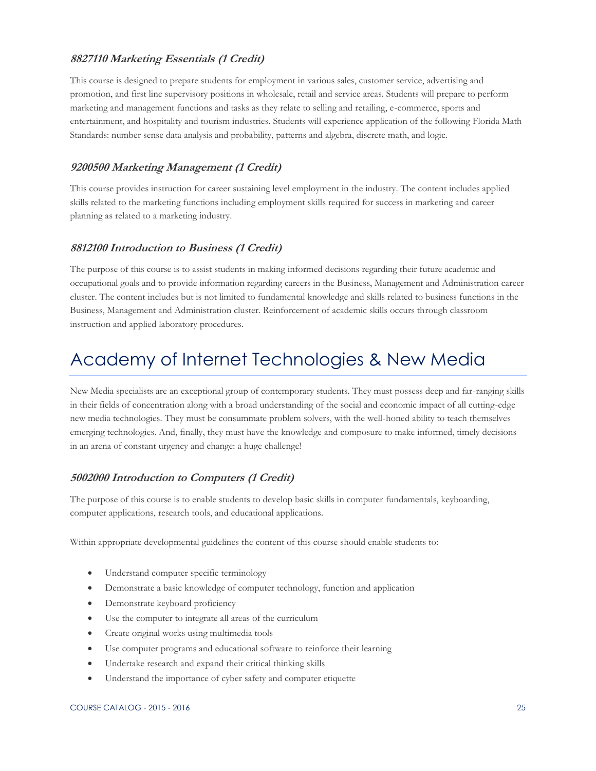### *8827110 Marketing Essentials (1 Credit)*

This course is designed to prepare students for employment in various sales, customer service, advertising and promotion, and first line supervisory positions in wholesale, retail and service areas. Students will prepare to perform marketing and management functions and tasks as they relate to selling and retailing, e-commerce, sports and entertainment, and hospitality and tourism industries. Students will experience application of the following Florida Math Standards: number sense data analysis and probability, patterns and algebra, discrete math, and logic.

### *9200500 Marketing Management (1 Credit)*

This course provides instruction for career sustaining level employment in the industry. The content includes applied skills related to the marketing functions including employment skills required for success in marketing and career planning as related to a marketing industry.

### *8812100 Introduction to Business (1 Credit)*

The purpose of this course is to assist students in making informed decisions regarding their future academic and occupational goals and to provide information regarding careers in the Business, Management and Administration career cluster. The content includes but is not limited to fundamental knowledge and skills related to business functions in the Business, Management and Administration cluster. Reinforcement of academic skills occurs through classroom instruction and applied laboratory procedures.

# Academy of Internet Technologies & New Media

New Media specialists are an exceptional group of contemporary students. They must possess deep and far-ranging skills in their fields of concentration along with a broad understanding of the social and economic impact of all cutting-edge new media technologies. They must be consummate problem solvers, with the well-honed ability to teach themselves emerging technologies. And, finally, they must have the knowledge and composure to make informed, timely decisions in an arena of constant urgency and change: a huge challenge!

### *5002000 Introduction to Computers (1 Credit)*

The purpose of this course is to enable students to develop basic skills in computer fundamentals, keyboarding, computer applications, research tools, and educational applications.

Within appropriate developmental guidelines the content of this course should enable students to:

- Understand computer specific terminology
- Demonstrate a basic knowledge of computer technology, function and application
- Demonstrate keyboard proficiency
- Use the computer to integrate all areas of the curriculum
- Create original works using multimedia tools
- Use computer programs and educational software to reinforce their learning
- Undertake research and expand their critical thinking skills
- Understand the importance of cyber safety and computer etiquette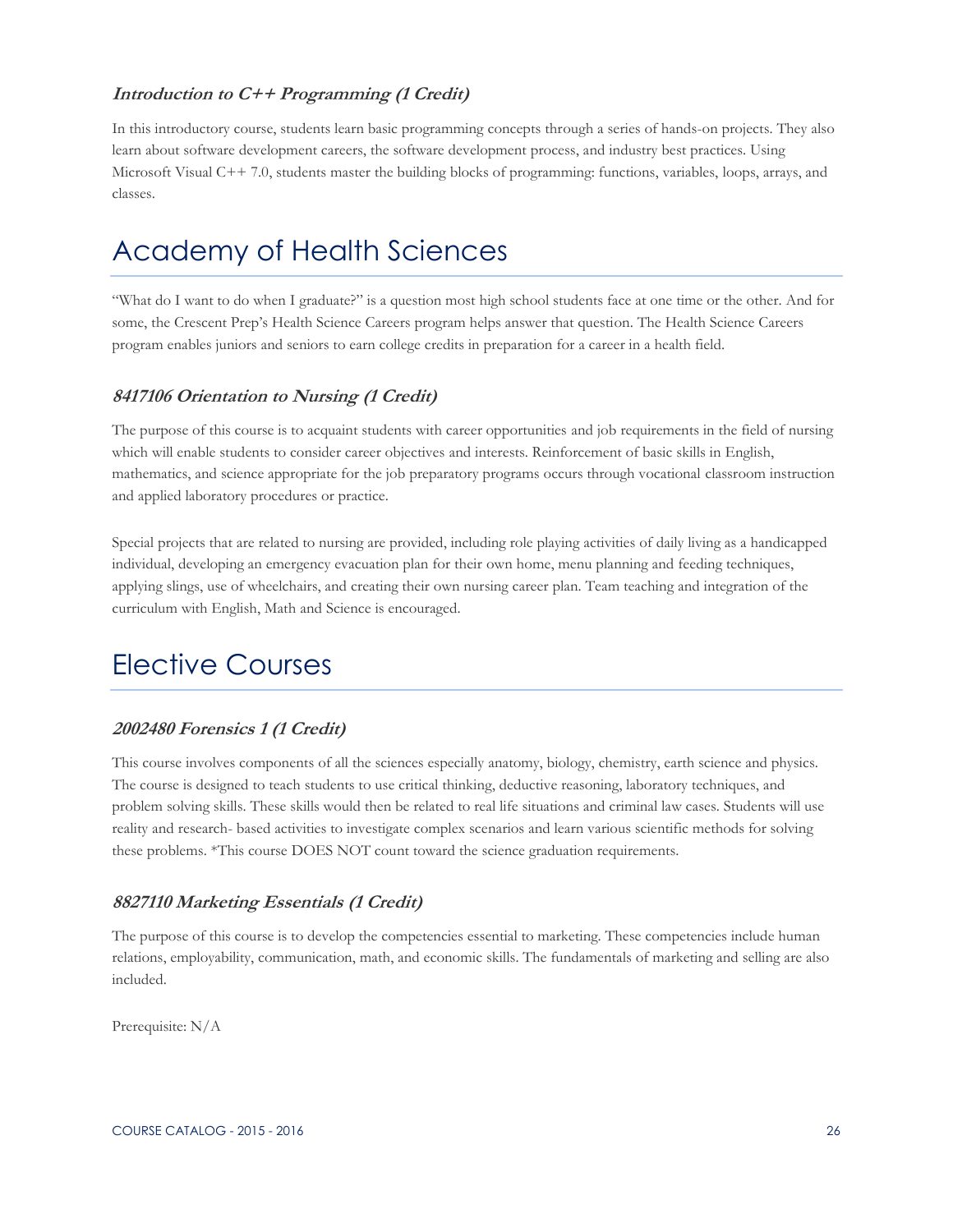### *Introduction to C++ Programming (1 Credit)*

In this introductory course, students learn basic programming concepts through a series of hands-on projects. They also learn about software development careers, the software development process, and industry best practices. Using Microsoft Visual C++ 7.0, students master the building blocks of programming: functions, variables, loops, arrays, and classes.

# Academy of Health Sciences

"What do I want to do when I graduate?" is a question most high school students face at one time or the other. And for some, the Crescent Prep's Health Science Careers program helps answer that question. The Health Science Careers program enables juniors and seniors to earn college credits in preparation for a career in a health field.

### *8417106 Orientation to Nursing (1 Credit)*

The purpose of this course is to acquaint students with career opportunities and job requirements in the field of nursing which will enable students to consider career objectives and interests. Reinforcement of basic skills in English, mathematics, and science appropriate for the job preparatory programs occurs through vocational classroom instruction and applied laboratory procedures or practice.

Special projects that are related to nursing are provided, including role playing activities of daily living as a handicapped individual, developing an emergency evacuation plan for their own home, menu planning and feeding techniques, applying slings, use of wheelchairs, and creating their own nursing career plan. Team teaching and integration of the curriculum with English, Math and Science is encouraged.

# Elective Courses

### *2002480 Forensics 1 (1 Credit)*

This course involves components of all the sciences especially anatomy, biology, chemistry, earth science and physics. The course is designed to teach students to use critical thinking, deductive reasoning, laboratory techniques, and problem solving skills. These skills would then be related to real life situations and criminal law cases. Students will use reality and research- based activities to investigate complex scenarios and learn various scientific methods for solving these problems. *This course DOES NOT count toward the science graduation requirements.

### *8827110 Marketing Essentials (1 Credit)*

The purpose of this course is to develop the competencies essential to marketing. These competencies include human relations, employability, communication, math, and economic skills. The fundamentals of marketing and selling are also included.

Prerequisite: N/A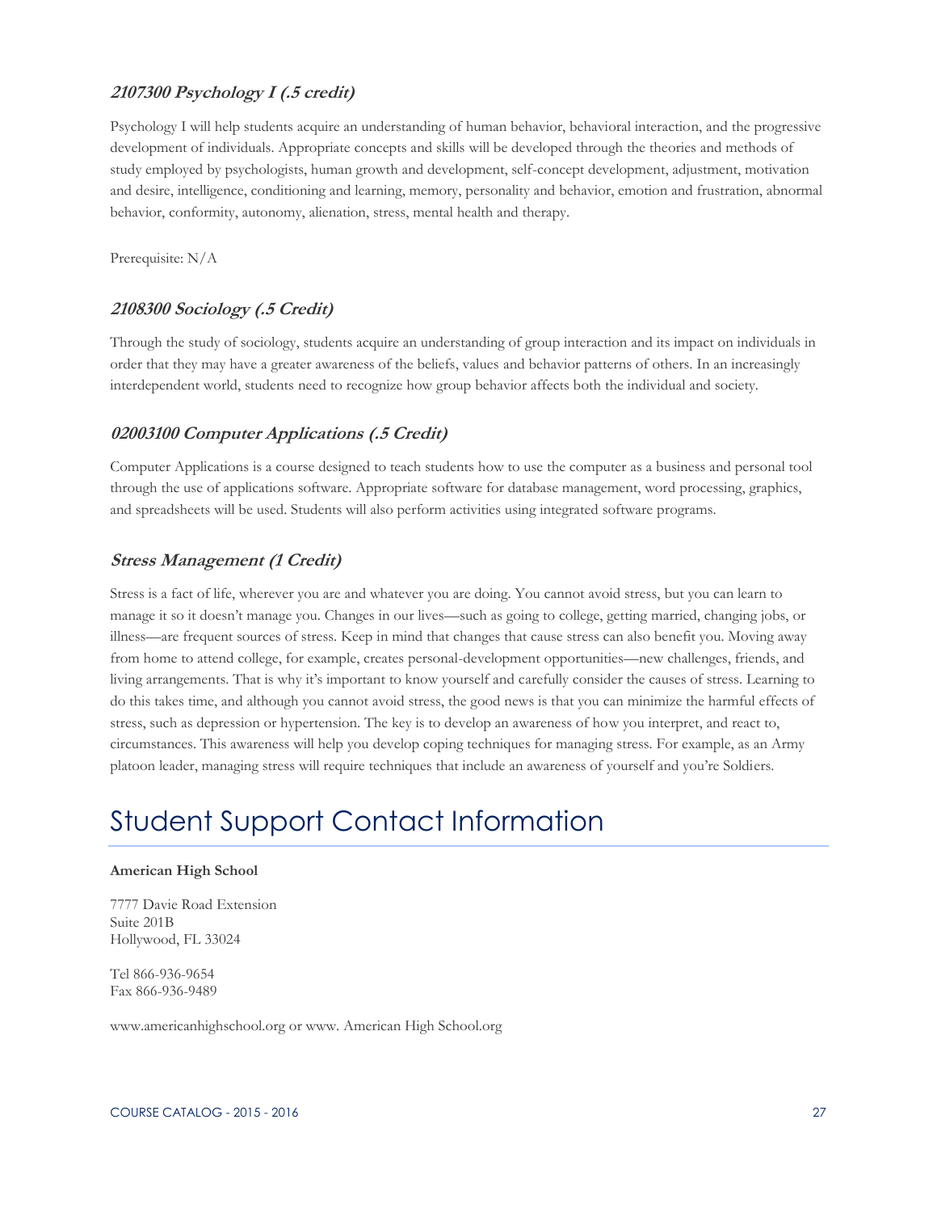### *2107300 Psychology I (.5 credit)*

Psychology I will help students acquire an understanding of human behavior, behavioral interaction, and the progressive development of individuals. Appropriate concepts and skills will be developed through the theories and methods of study employed by psychologists, human growth and development, self-concept development, adjustment, motivation and desire, intelligence, conditioning and learning, memory, personality and behavior, emotion and frustration, abnormal behavior, conformity, autonomy, alienation, stress, mental health and therapy.

Prerequisite: N/A

### *2108300 Sociology (.5 Credit)*

Through the study of sociology, students acquire an understanding of group interaction and its impact on individuals in order that they may have a greater awareness of the beliefs, values and behavior patterns of others. In an increasingly interdependent world, students need to recognize how group behavior affects both the individual and society.

### *02003100 Computer Applications (.5 Credit)*

Computer Applications is a course designed to teach students how to use the computer as a business and personal tool through the use of applications software. Appropriate software for database management, word processing, graphics, and spreadsheets will be used. Students will also perform activities using integrated software programs.

### *Stress Management (1 Credit)*

Stress is a fact of life, wherever you are and whatever you are doing. You cannot avoid stress, but you can learn to manage it so it doesn't manage you. Changes in our lives—such as going to college, getting married, changing jobs, or illness—are frequent sources of stress. Keep in mind that changes that cause stress can also benefit you. Moving away from home to attend college, for example, creates personal-development opportunities—new challenges, friends, and living arrangements. That is why it's important to know yourself and carefully consider the causes of stress. Learning to do this takes time, and although you cannot avoid stress, the good news is that you can minimize the harmful effects of stress, such as depression or hypertension. The key is to develop an awareness of how you interpret, and react to, circumstances. This awareness will help you develop coping techniques for managing stress. For example, as an Army platoon leader, managing stress will require techniques that include an awareness of yourself and you're Soldiers.

# Student Support Contact Information

**American High School**

7777 Davie Road Extension
Suite 201B
Hollywood, FL 33024

Tel 866-936-9654
Fax 866-936-9489

www.americanhighschool.org or www. American High School.org